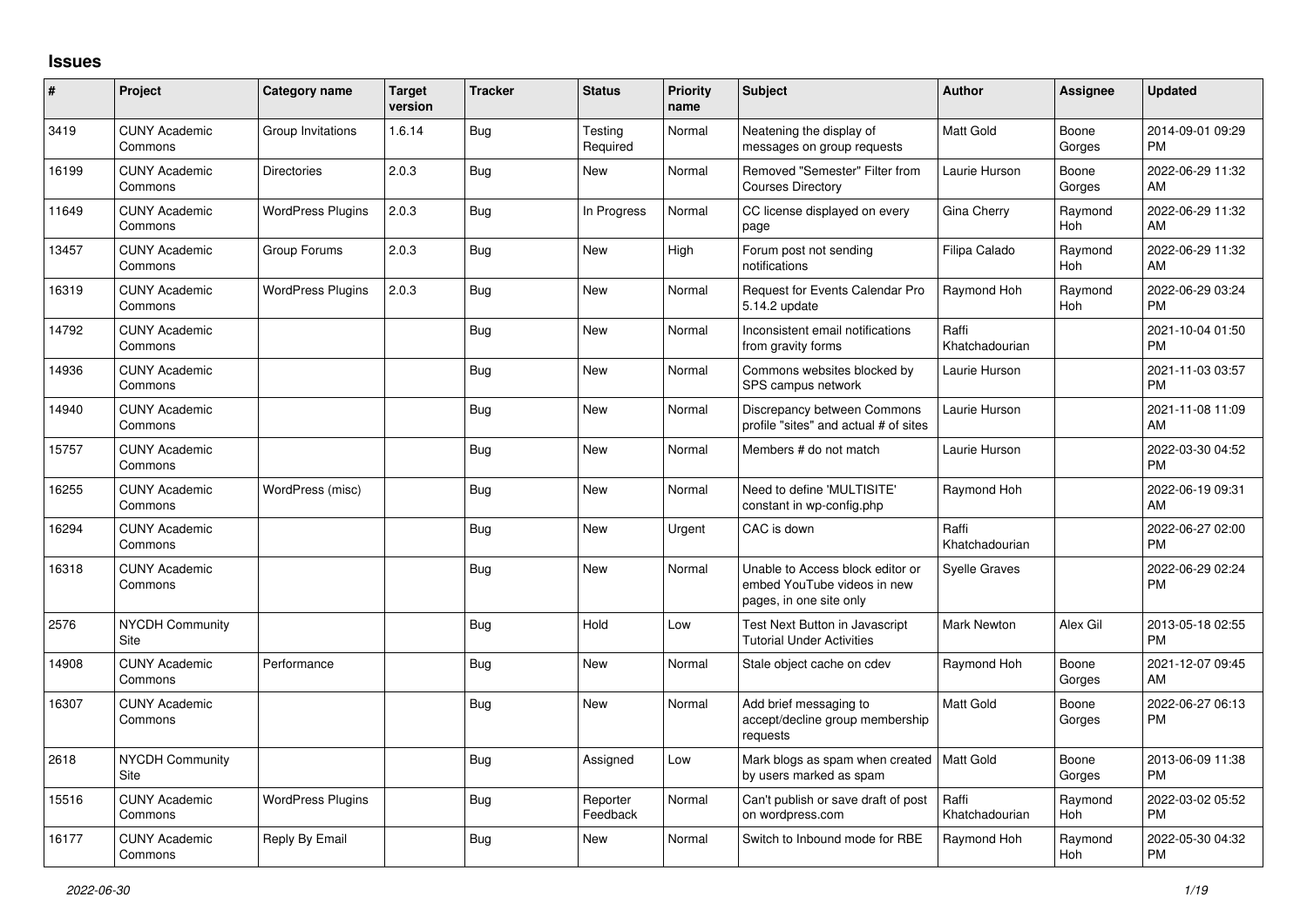## Issues

| # | Project | Category name | Target version | Tracker | Status | Priority name | Subject | Author | Assignee | Updated |
|---|---|---|---|---|---|---|---|---|---|---|
| 3419 | CUNY Academic Commons | Group Invitations | 1.6.14 | Bug | Testing Required | Normal | Neatening the display of messages on group requests | Matt Gold | Boone Gorges | 2014-09-01 09:29 PM |
| 16199 | CUNY Academic Commons | Directories | 2.0.3 | Bug | New | Normal | Removed "Semester" Filter from Courses Directory | Laurie Hurson | Boone Gorges | 2022-06-29 11:32 AM |
| 11649 | CUNY Academic Commons | WordPress Plugins | 2.0.3 | Bug | In Progress | Normal | CC license displayed on every page | Gina Cherry | Raymond Hoh | 2022-06-29 11:32 AM |
| 13457 | CUNY Academic Commons | Group Forums | 2.0.3 | Bug | New | High | Forum post not sending notifications | Filipa Calado | Raymond Hoh | 2022-06-29 11:32 AM |
| 16319 | CUNY Academic Commons | WordPress Plugins | 2.0.3 | Bug | New | Normal | Request for Events Calendar Pro 5.14.2 update | Raymond Hoh | Raymond Hoh | 2022-06-29 03:24 PM |
| 14792 | CUNY Academic Commons | | | Bug | New | Normal | Inconsistent email notifications from gravity forms | Raffi Khatchadourian | | 2021-10-04 01:50 PM |
| 14936 | CUNY Academic Commons | | | Bug | New | Normal | Commons websites blocked by SPS campus network | Laurie Hurson | | 2021-11-03 03:57 PM |
| 14940 | CUNY Academic Commons | | | Bug | New | Normal | Discrepancy between Commons profile "sites" and actual # of sites | Laurie Hurson | | 2021-11-08 11:09 AM |
| 15757 | CUNY Academic Commons | | | Bug | New | Normal | Members # do not match | Laurie Hurson | | 2022-03-30 04:52 PM |
| 16255 | CUNY Academic Commons | WordPress (misc) | | Bug | New | Normal | Need to define 'MULTISITE' constant in wp-config.php | Raymond Hoh | | 2022-06-19 09:31 AM |
| 16294 | CUNY Academic Commons | | | Bug | New | Urgent | CAC is down | Raffi Khatchadourian | | 2022-06-27 02:00 PM |
| 16318 | CUNY Academic Commons | | | Bug | New | Normal | Unable to Access block editor or embed YouTube videos in new pages, in one site only | Syelle Graves | | 2022-06-29 02:24 PM |
| 2576 | NYCDH Community Site | | | Bug | Hold | Low | Test Next Button in Javascript Tutorial Under Activities | Mark Newton | Alex Gil | 2013-05-18 02:55 PM |
| 14908 | CUNY Academic Commons | Performance | | Bug | New | Normal | Stale object cache on cdev | Raymond Hoh | Boone Gorges | 2021-12-07 09:45 AM |
| 16307 | CUNY Academic Commons | | | Bug | New | Normal | Add brief messaging to accept/decline group membership requests | Matt Gold | Boone Gorges | 2022-06-27 06:13 PM |
| 2618 | NYCDH Community Site | | | Bug | Assigned | Low | Mark blogs as spam when created by users marked as spam | Matt Gold | Boone Gorges | 2013-06-09 11:38 PM |
| 15516 | CUNY Academic Commons | WordPress Plugins | | Bug | Reporter Feedback | Normal | Can't publish or save draft of post on wordpress.com | Raffi Khatchadourian | Raymond Hoh | 2022-03-02 05:52 PM |
| 16177 | CUNY Academic Commons | Reply By Email | | Bug | New | Normal | Switch to Inbound mode for RBE | Raymond Hoh | Raymond Hoh | 2022-05-30 04:32 PM |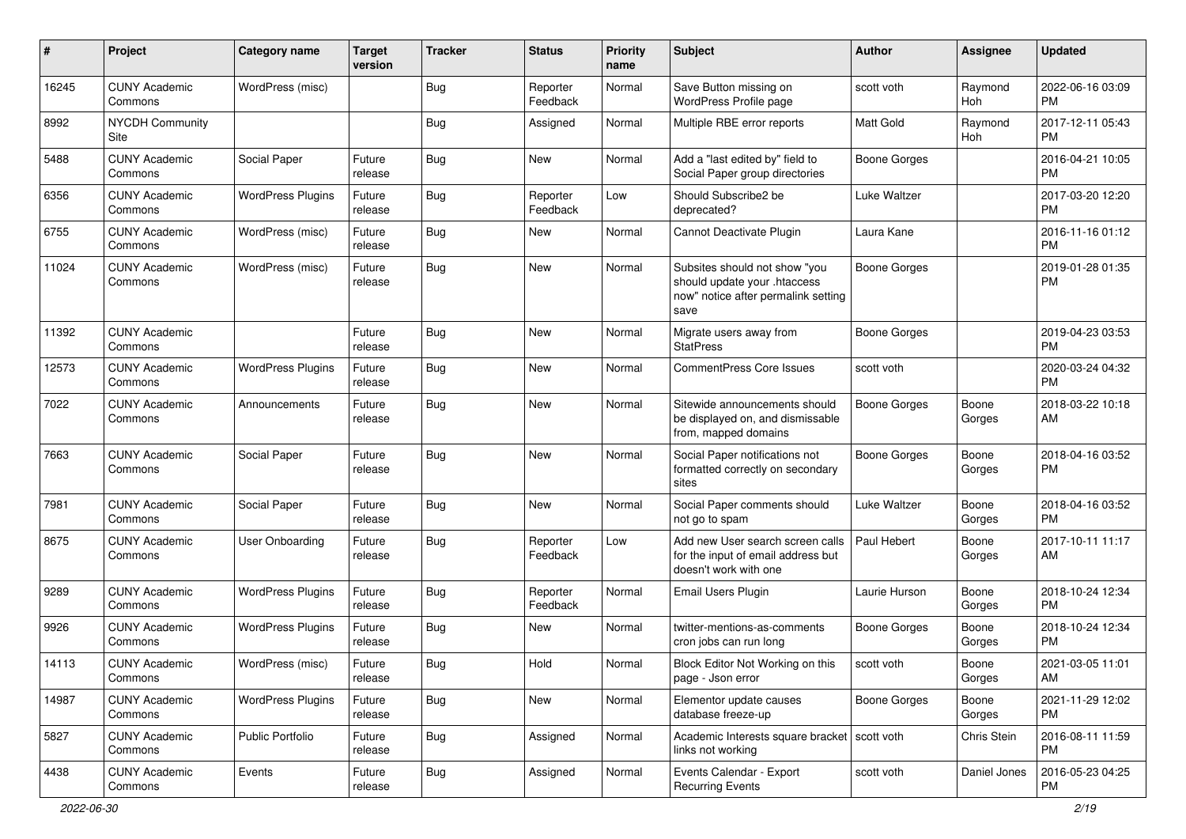| # | Project | Category name | Target version | Tracker | Status | Priority name | Subject | Author | Assignee | Updated |
|---|---|---|---|---|---|---|---|---|---|---|
| 16245 | CUNY Academic Commons | WordPress (misc) | | Bug | Reporter Feedback | Normal | Save Button missing on WordPress Profile page | scott voth | Raymond Hoh | 2022-06-16 03:09 PM |
| 8992 | NYCDH Community Site | | | Bug | Assigned | Normal | Multiple RBE error reports | Matt Gold | Raymond Hoh | 2017-12-11 05:43 PM |
| 5488 | CUNY Academic Commons | Social Paper | Future release | Bug | New | Normal | Add a "last edited by" field to Social Paper group directories | Boone Gorges | | 2016-04-21 10:05 PM |
| 6356 | CUNY Academic Commons | WordPress Plugins | Future release | Bug | Reporter Feedback | Low | Should Subscribe2 be deprecated? | Luke Waltzer | | 2017-03-20 12:20 PM |
| 6755 | CUNY Academic Commons | WordPress (misc) | Future release | Bug | New | Normal | Cannot Deactivate Plugin | Laura Kane | | 2016-11-16 01:12 PM |
| 11024 | CUNY Academic Commons | WordPress (misc) | Future release | Bug | New | Normal | Subsites should not show "you should update your .htaccess now" notice after permalink setting save | Boone Gorges | | 2019-01-28 01:35 PM |
| 11392 | CUNY Academic Commons | | Future release | Bug | New | Normal | Migrate users away from StatPress | Boone Gorges | | 2019-04-23 03:53 PM |
| 12573 | CUNY Academic Commons | WordPress Plugins | Future release | Bug | New | Normal | CommentPress Core Issues | scott voth | | 2020-03-24 04:32 PM |
| 7022 | CUNY Academic Commons | Announcements | Future release | Bug | New | Normal | Sitewide announcements should be displayed on, and dismissable from, mapped domains | Boone Gorges | Boone Gorges | 2018-03-22 10:18 AM |
| 7663 | CUNY Academic Commons | Social Paper | Future release | Bug | New | Normal | Social Paper notifications not formatted correctly on secondary sites | Boone Gorges | Boone Gorges | 2018-04-16 03:52 PM |
| 7981 | CUNY Academic Commons | Social Paper | Future release | Bug | New | Normal | Social Paper comments should not go to spam | Luke Waltzer | Boone Gorges | 2018-04-16 03:52 PM |
| 8675 | CUNY Academic Commons | User Onboarding | Future release | Bug | Reporter Feedback | Low | Add new User search screen calls for the input of email address but doesn't work with one | Paul Hebert | Boone Gorges | 2017-10-11 11:17 AM |
| 9289 | CUNY Academic Commons | WordPress Plugins | Future release | Bug | Reporter Feedback | Normal | Email Users Plugin | Laurie Hurson | Boone Gorges | 2018-10-24 12:34 PM |
| 9926 | CUNY Academic Commons | WordPress Plugins | Future release | Bug | New | Normal | twitter-mentions-as-comments cron jobs can run long | Boone Gorges | Boone Gorges | 2018-10-24 12:34 PM |
| 14113 | CUNY Academic Commons | WordPress (misc) | Future release | Bug | Hold | Normal | Block Editor Not Working on this page - Json error | scott voth | Boone Gorges | 2021-03-05 11:01 AM |
| 14987 | CUNY Academic Commons | WordPress Plugins | Future release | Bug | New | Normal | Elementor update causes database freeze-up | Boone Gorges | Boone Gorges | 2021-11-29 12:02 PM |
| 5827 | CUNY Academic Commons | Public Portfolio | Future release | Bug | Assigned | Normal | Academic Interests square bracket links not working | scott voth | Chris Stein | 2016-08-11 11:59 PM |
| 4438 | CUNY Academic Commons | Events | Future release | Bug | Assigned | Normal | Events Calendar - Export Recurring Events | scott voth | Daniel Jones | 2016-05-23 04:25 PM |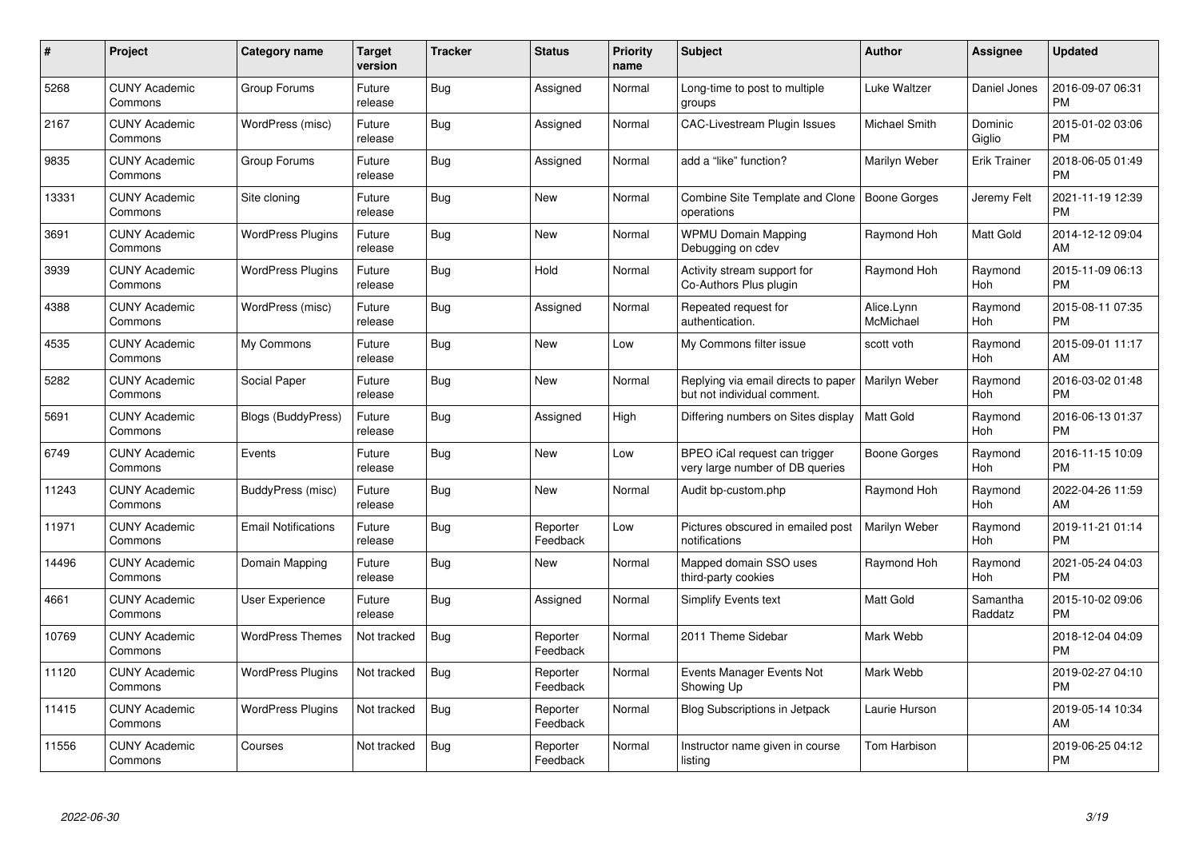| # | Project | Category name | Target version | Tracker | Status | Priority name | Subject | Author | Assignee | Updated |
|---|---|---|---|---|---|---|---|---|---|---|
| 5268 | CUNY Academic Commons | Group Forums | Future release | Bug | Assigned | Normal | Long-time to post to multiple groups | Luke Waltzer | Daniel Jones | 2016-09-07 06:31 PM |
| 2167 | CUNY Academic Commons | WordPress (misc) | Future release | Bug | Assigned | Normal | CAC-Livestream Plugin Issues | Michael Smith | Dominic Giglio | 2015-01-02 03:06 PM |
| 9835 | CUNY Academic Commons | Group Forums | Future release | Bug | Assigned | Normal | add a "like" function? | Marilyn Weber | Erik Trainer | 2018-06-05 01:49 PM |
| 13331 | CUNY Academic Commons | Site cloning | Future release | Bug | New | Normal | Combine Site Template and Clone operations | Boone Gorges | Jeremy Felt | 2021-11-19 12:39 PM |
| 3691 | CUNY Academic Commons | WordPress Plugins | Future release | Bug | New | Normal | WPMU Domain Mapping Debugging on cdev | Raymond Hoh | Matt Gold | 2014-12-12 09:04 AM |
| 3939 | CUNY Academic Commons | WordPress Plugins | Future release | Bug | Hold | Normal | Activity stream support for Co-Authors Plus plugin | Raymond Hoh | Raymond Hoh | 2015-11-09 06:13 PM |
| 4388 | CUNY Academic Commons | WordPress (misc) | Future release | Bug | Assigned | Normal | Repeated request for authentication. | Alice.Lynn McMichael | Raymond Hoh | 2015-08-11 07:35 PM |
| 4535 | CUNY Academic Commons | My Commons | Future release | Bug | New | Low | My Commons filter issue | scott voth | Raymond Hoh | 2015-09-01 11:17 AM |
| 5282 | CUNY Academic Commons | Social Paper | Future release | Bug | New | Normal | Replying via email directs to paper but not individual comment. | Marilyn Weber | Raymond Hoh | 2016-03-02 01:48 PM |
| 5691 | CUNY Academic Commons | Blogs (BuddyPress) | Future release | Bug | Assigned | High | Differing numbers on Sites display | Matt Gold | Raymond Hoh | 2016-06-13 01:37 PM |
| 6749 | CUNY Academic Commons | Events | Future release | Bug | New | Low | BPEO iCal request can trigger very large number of DB queries | Boone Gorges | Raymond Hoh | 2016-11-15 10:09 PM |
| 11243 | CUNY Academic Commons | BuddyPress (misc) | Future release | Bug | New | Normal | Audit bp-custom.php | Raymond Hoh | Raymond Hoh | 2022-04-26 11:59 AM |
| 11971 | CUNY Academic Commons | Email Notifications | Future release | Bug | Reporter Feedback | Low | Pictures obscured in emailed post notifications | Marilyn Weber | Raymond Hoh | 2019-11-21 01:14 PM |
| 14496 | CUNY Academic Commons | Domain Mapping | Future release | Bug | New | Normal | Mapped domain SSO uses third-party cookies | Raymond Hoh | Raymond Hoh | 2021-05-24 04:03 PM |
| 4661 | CUNY Academic Commons | User Experience | Future release | Bug | Assigned | Normal | Simplify Events text | Matt Gold | Samantha Raddatz | 2015-10-02 09:06 PM |
| 10769 | CUNY Academic Commons | WordPress Themes | Not tracked | Bug | Reporter Feedback | Normal | 2011 Theme Sidebar | Mark Webb | | 2018-12-04 04:09 PM |
| 11120 | CUNY Academic Commons | WordPress Plugins | Not tracked | Bug | Reporter Feedback | Normal | Events Manager Events Not Showing Up | Mark Webb | | 2019-02-27 04:10 PM |
| 11415 | CUNY Academic Commons | WordPress Plugins | Not tracked | Bug | Reporter Feedback | Normal | Blog Subscriptions in Jetpack | Laurie Hurson | | 2019-05-14 10:34 AM |
| 11556 | CUNY Academic Commons | Courses | Not tracked | Bug | Reporter Feedback | Normal | Instructor name given in course listing | Tom Harbison | | 2019-06-25 04:12 PM |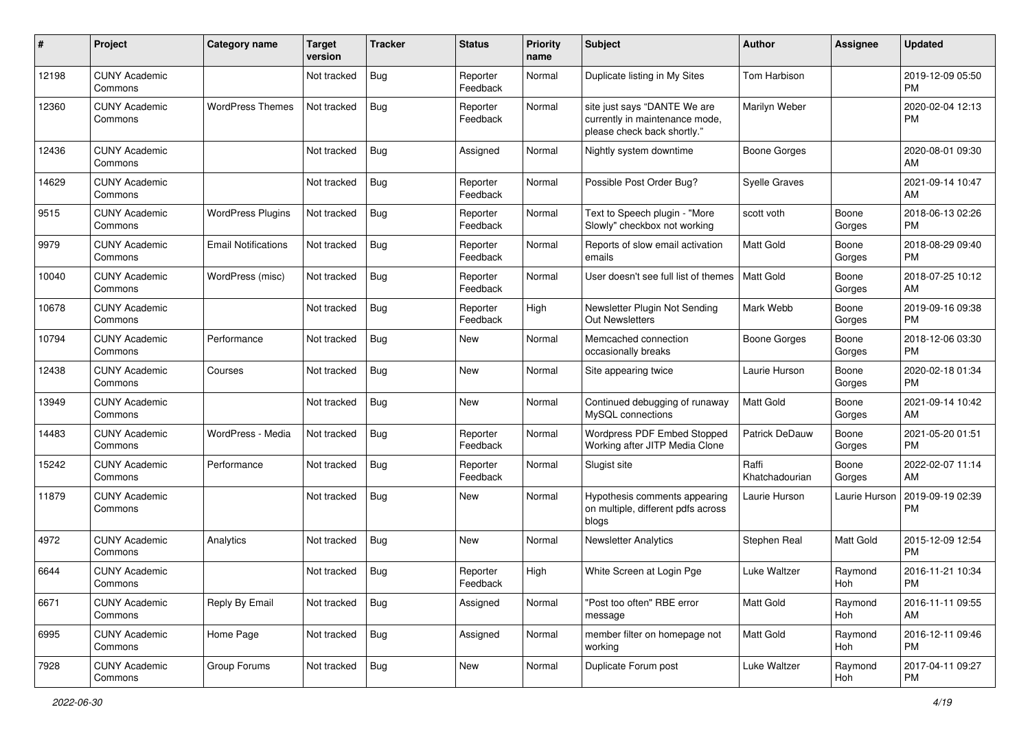| # | Project | Category name | Target version | Tracker | Status | Priority name | Subject | Author | Assignee | Updated |
|---|---|---|---|---|---|---|---|---|---|---|
| 12198 | CUNY Academic Commons | | Not tracked | Bug | Reporter Feedback | Normal | Duplicate listing in My Sites | Tom Harbison | | 2019-12-09 05:50 PM |
| 12360 | CUNY Academic Commons | WordPress Themes | Not tracked | Bug | Reporter Feedback | Normal | site just says "DANTE We are currently in maintenance mode, please check back shortly." | Marilyn Weber | | 2020-02-04 12:13 PM |
| 12436 | CUNY Academic Commons | | Not tracked | Bug | Assigned | Normal | Nightly system downtime | Boone Gorges | | 2020-08-01 09:30 AM |
| 14629 | CUNY Academic Commons | | Not tracked | Bug | Reporter Feedback | Normal | Possible Post Order Bug? | Syelle Graves | | 2021-09-14 10:47 AM |
| 9515 | CUNY Academic Commons | WordPress Plugins | Not tracked | Bug | Reporter Feedback | Normal | Text to Speech plugin - "More Slowly" checkbox not working | scott voth | Boone Gorges | 2018-06-13 02:26 PM |
| 9979 | CUNY Academic Commons | Email Notifications | Not tracked | Bug | Reporter Feedback | Normal | Reports of slow email activation emails | Matt Gold | Boone Gorges | 2018-08-29 09:40 PM |
| 10040 | CUNY Academic Commons | WordPress (misc) | Not tracked | Bug | Reporter Feedback | Normal | User doesn't see full list of themes | Matt Gold | Boone Gorges | 2018-07-25 10:12 AM |
| 10678 | CUNY Academic Commons | | Not tracked | Bug | Reporter Feedback | High | Newsletter Plugin Not Sending Out Newsletters | Mark Webb | Boone Gorges | 2019-09-16 09:38 PM |
| 10794 | CUNY Academic Commons | Performance | Not tracked | Bug | New | Normal | Memcached connection occasionally breaks | Boone Gorges | Boone Gorges | 2018-12-06 03:30 PM |
| 12438 | CUNY Academic Commons | Courses | Not tracked | Bug | New | Normal | Site appearing twice | Laurie Hurson | Boone Gorges | 2020-02-18 01:34 PM |
| 13949 | CUNY Academic Commons | | Not tracked | Bug | New | Normal | Continued debugging of runaway MySQL connections | Matt Gold | Boone Gorges | 2021-09-14 10:42 AM |
| 14483 | CUNY Academic Commons | WordPress - Media | Not tracked | Bug | Reporter Feedback | Normal | Wordpress PDF Embed Stopped Working after JITP Media Clone | Patrick DeDauw | Boone Gorges | 2021-05-20 01:51 PM |
| 15242 | CUNY Academic Commons | Performance | Not tracked | Bug | Reporter Feedback | Normal | Slugist site | Raffi Khatchadourian | Boone Gorges | 2022-02-07 11:14 AM |
| 11879 | CUNY Academic Commons | | Not tracked | Bug | New | Normal | Hypothesis comments appearing on multiple, different pdfs across blogs | Laurie Hurson | Laurie Hurson | 2019-09-19 02:39 PM |
| 4972 | CUNY Academic Commons | Analytics | Not tracked | Bug | New | Normal | Newsletter Analytics | Stephen Real | Matt Gold | 2015-12-09 12:54 PM |
| 6644 | CUNY Academic Commons | | Not tracked | Bug | Reporter Feedback | High | White Screen at Login Pge | Luke Waltzer | Raymond Hoh | 2016-11-21 10:34 PM |
| 6671 | CUNY Academic Commons | Reply By Email | Not tracked | Bug | Assigned | Normal | "Post too often" RBE error message | Matt Gold | Raymond Hoh | 2016-11-11 09:55 AM |
| 6995 | CUNY Academic Commons | Home Page | Not tracked | Bug | Assigned | Normal | member filter on homepage not working | Matt Gold | Raymond Hoh | 2016-12-11 09:46 PM |
| 7928 | CUNY Academic Commons | Group Forums | Not tracked | Bug | New | Normal | Duplicate Forum post | Luke Waltzer | Raymond Hoh | 2017-04-11 09:27 PM |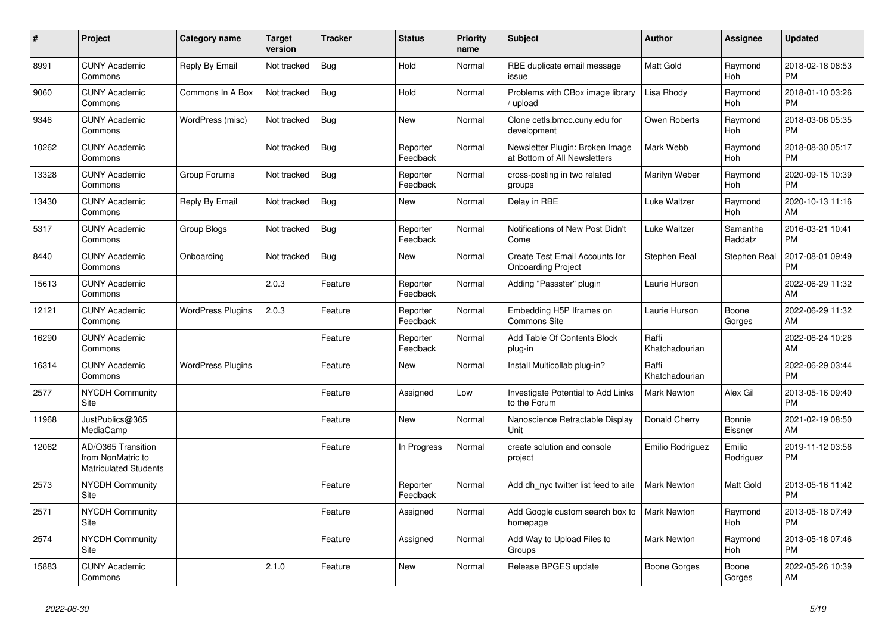| # | Project | Category name | Target version | Tracker | Status | Priority name | Subject | Author | Assignee | Updated |
|---|---|---|---|---|---|---|---|---|---|---|
| 8991 | CUNY Academic Commons | Reply By Email | Not tracked | Bug | Hold | Normal | RBE duplicate email message issue | Matt Gold | Raymond Hoh | 2018-02-18 08:53 PM |
| 9060 | CUNY Academic Commons | Commons In A Box | Not tracked | Bug | Hold | Normal | Problems with CBox image library / upload | Lisa Rhody | Raymond Hoh | 2018-01-10 03:26 PM |
| 9346 | CUNY Academic Commons | WordPress (misc) | Not tracked | Bug | New | Normal | Clone cetls.bmcc.cuny.edu for development | Owen Roberts | Raymond Hoh | 2018-03-06 05:35 PM |
| 10262 | CUNY Academic Commons | | Not tracked | Bug | Reporter Feedback | Normal | Newsletter Plugin: Broken Image at Bottom of All Newsletters | Mark Webb | Raymond Hoh | 2018-08-30 05:17 PM |
| 13328 | CUNY Academic Commons | Group Forums | Not tracked | Bug | Reporter Feedback | Normal | cross-posting in two related groups | Marilyn Weber | Raymond Hoh | 2020-09-15 10:39 PM |
| 13430 | CUNY Academic Commons | Reply By Email | Not tracked | Bug | New | Normal | Delay in RBE | Luke Waltzer | Raymond Hoh | 2020-10-13 11:16 AM |
| 5317 | CUNY Academic Commons | Group Blogs | Not tracked | Bug | Reporter Feedback | Normal | Notifications of New Post Didn't Come | Luke Waltzer | Samantha Raddatz | 2016-03-21 10:41 PM |
| 8440 | CUNY Academic Commons | Onboarding | Not tracked | Bug | New | Normal | Create Test Email Accounts for Onboarding Project | Stephen Real | Stephen Real | 2017-08-01 09:49 PM |
| 15613 | CUNY Academic Commons | | 2.0.3 | Feature | Reporter Feedback | Normal | Adding "Passster" plugin | Laurie Hurson | | 2022-06-29 11:32 AM |
| 12121 | CUNY Academic Commons | WordPress Plugins | 2.0.3 | Feature | Reporter Feedback | Normal | Embedding H5P Iframes on Commons Site | Laurie Hurson | Boone Gorges | 2022-06-29 11:32 AM |
| 16290 | CUNY Academic Commons | | | Feature | Reporter Feedback | Normal | Add Table Of Contents Block plug-in | Raffi Khatchadourian | | 2022-06-24 10:26 AM |
| 16314 | CUNY Academic Commons | WordPress Plugins | | Feature | New | Normal | Install Multicollab plug-in? | Raffi Khatchadourian | | 2022-06-29 03:44 PM |
| 2577 | NYCDH Community Site | | | Feature | Assigned | Low | Investigate Potential to Add Links to the Forum | Mark Newton | Alex Gil | 2013-05-16 09:40 PM |
| 11968 | JustPublics@365 MediaCamp | | | Feature | New | Normal | Nanoscience Retractable Display Unit | Donald Cherry | Bonnie Eissner | 2021-02-19 08:50 AM |
| 12062 | AD/O365 Transition from NonMatric to Matriculated Students | | | Feature | In Progress | Normal | create solution and console project | Emilio Rodriguez | Emilio Rodriguez | 2019-11-12 03:56 PM |
| 2573 | NYCDH Community Site | | | Feature | Reporter Feedback | Normal | Add dh_nyc twitter list feed to site | Mark Newton | Matt Gold | 2013-05-16 11:42 PM |
| 2571 | NYCDH Community Site | | | Feature | Assigned | Normal | Add Google custom search box to homepage | Mark Newton | Raymond Hoh | 2013-05-18 07:49 PM |
| 2574 | NYCDH Community Site | | | Feature | Assigned | Normal | Add Way to Upload Files to Groups | Mark Newton | Raymond Hoh | 2013-05-18 07:46 PM |
| 15883 | CUNY Academic Commons | | 2.1.0 | Feature | New | Normal | Release BPGES update | Boone Gorges | Boone Gorges | 2022-05-26 10:39 AM |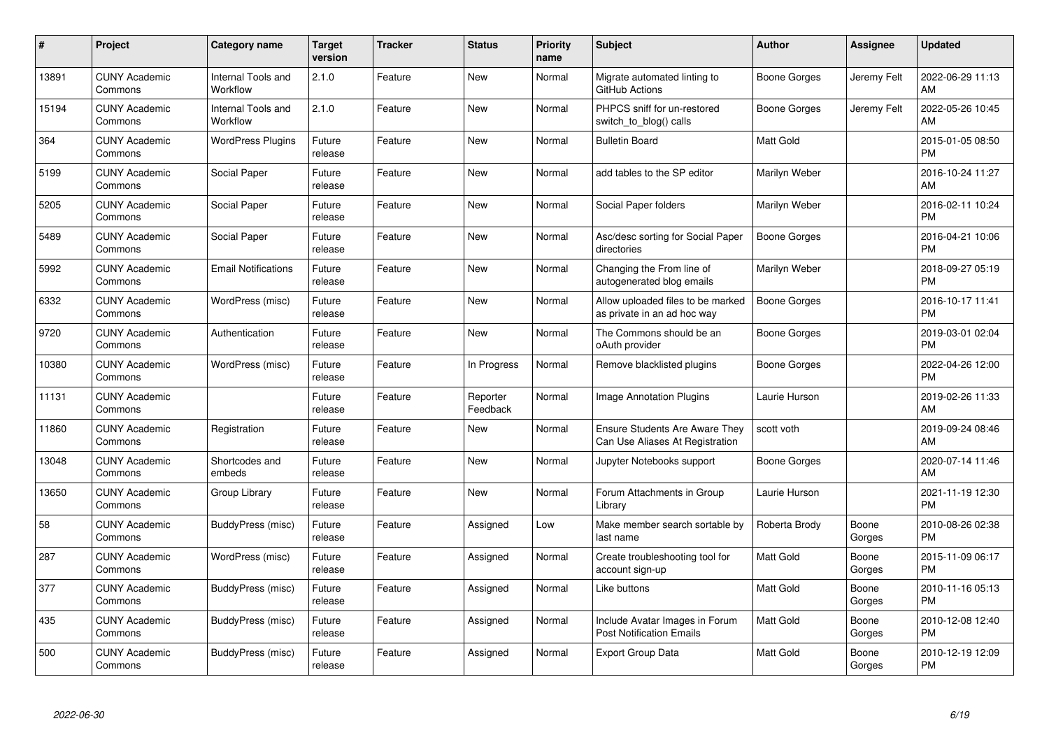| # | Project | Category name | Target version | Tracker | Status | Priority name | Subject | Author | Assignee | Updated |
|---|---|---|---|---|---|---|---|---|---|---|
| 13891 | CUNY Academic Commons | Internal Tools and Workflow | 2.1.0 | Feature | New | Normal | Migrate automated linting to GitHub Actions | Boone Gorges | Jeremy Felt | 2022-06-29 11:13 AM |
| 15194 | CUNY Academic Commons | Internal Tools and Workflow | 2.1.0 | Feature | New | Normal | PHPCS sniff for un-restored switch_to_blog() calls | Boone Gorges | Jeremy Felt | 2022-05-26 10:45 AM |
| 364 | CUNY Academic Commons | WordPress Plugins | Future release | Feature | New | Normal | Bulletin Board | Matt Gold | | 2015-01-05 08:50 PM |
| 5199 | CUNY Academic Commons | Social Paper | Future release | Feature | New | Normal | add tables to the SP editor | Marilyn Weber | | 2016-10-24 11:27 AM |
| 5205 | CUNY Academic Commons | Social Paper | Future release | Feature | New | Normal | Social Paper folders | Marilyn Weber | | 2016-02-11 10:24 PM |
| 5489 | CUNY Academic Commons | Social Paper | Future release | Feature | New | Normal | Asc/desc sorting for Social Paper directories | Boone Gorges | | 2016-04-21 10:06 PM |
| 5992 | CUNY Academic Commons | Email Notifications | Future release | Feature | New | Normal | Changing the From line of autogenerated blog emails | Marilyn Weber | | 2018-09-27 05:19 PM |
| 6332 | CUNY Academic Commons | WordPress (misc) | Future release | Feature | New | Normal | Allow uploaded files to be marked as private in an ad hoc way | Boone Gorges | | 2016-10-17 11:41 PM |
| 9720 | CUNY Academic Commons | Authentication | Future release | Feature | New | Normal | The Commons should be an oAuth provider | Boone Gorges | | 2019-03-01 02:04 PM |
| 10380 | CUNY Academic Commons | WordPress (misc) | Future release | Feature | In Progress | Normal | Remove blacklisted plugins | Boone Gorges | | 2022-04-26 12:00 PM |
| 11131 | CUNY Academic Commons | | Future release | Feature | Reporter Feedback | Normal | Image Annotation Plugins | Laurie Hurson | | 2019-02-26 11:33 AM |
| 11860 | CUNY Academic Commons | Registration | Future release | Feature | New | Normal | Ensure Students Are Aware They Can Use Aliases At Registration | scott voth | | 2019-09-24 08:46 AM |
| 13048 | CUNY Academic Commons | Shortcodes and embeds | Future release | Feature | New | Normal | Jupyter Notebooks support | Boone Gorges | | 2020-07-14 11:46 AM |
| 13650 | CUNY Academic Commons | Group Library | Future release | Feature | New | Normal | Forum Attachments in Group Library | Laurie Hurson | | 2021-11-19 12:30 PM |
| 58 | CUNY Academic Commons | BuddyPress (misc) | Future release | Feature | Assigned | Low | Make member search sortable by last name | Roberta Brody | Boone Gorges | 2010-08-26 02:38 PM |
| 287 | CUNY Academic Commons | WordPress (misc) | Future release | Feature | Assigned | Normal | Create troubleshooting tool for account sign-up | Matt Gold | Boone Gorges | 2015-11-09 06:17 PM |
| 377 | CUNY Academic Commons | BuddyPress (misc) | Future release | Feature | Assigned | Normal | Like buttons | Matt Gold | Boone Gorges | 2010-11-16 05:13 PM |
| 435 | CUNY Academic Commons | BuddyPress (misc) | Future release | Feature | Assigned | Normal | Include Avatar Images in Forum Post Notification Emails | Matt Gold | Boone Gorges | 2010-12-08 12:40 PM |
| 500 | CUNY Academic Commons | BuddyPress (misc) | Future release | Feature | Assigned | Normal | Export Group Data | Matt Gold | Boone Gorges | 2010-12-19 12:09 PM |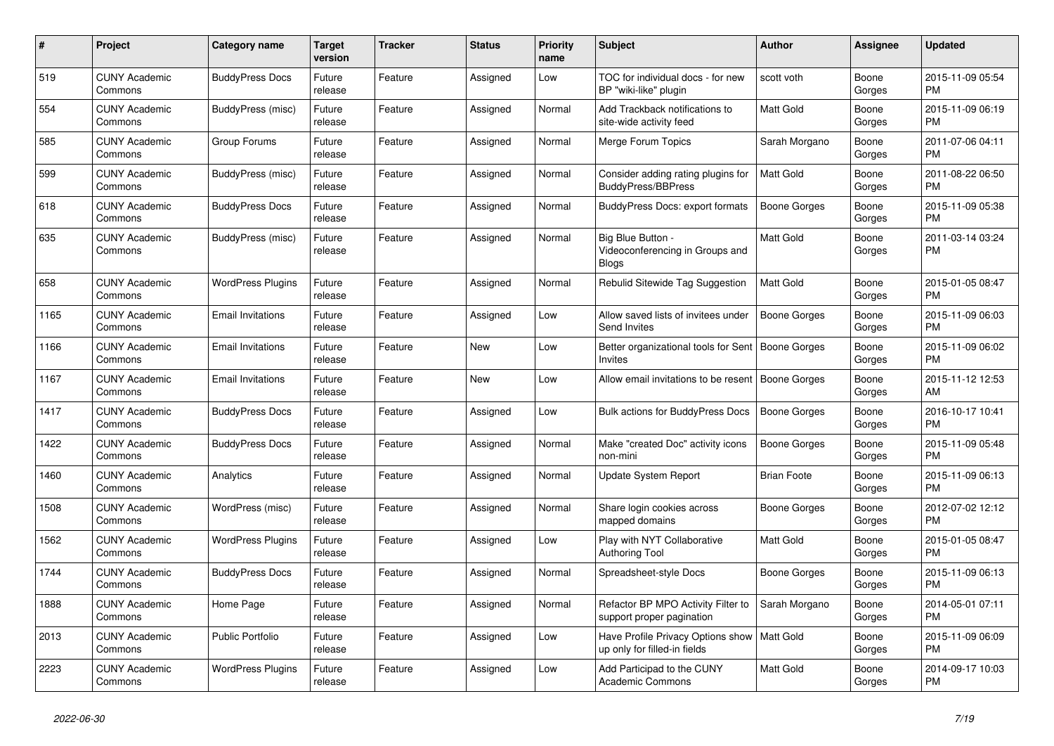| # | Project | Category name | Target version | Tracker | Status | Priority name | Subject | Author | Assignee | Updated |
|---|---|---|---|---|---|---|---|---|---|---|
| 519 | CUNY Academic Commons | BuddyPress Docs | Future release | Feature | Assigned | Low | TOC for individual docs - for new BP "wiki-like" plugin | scott voth | Boone Gorges | 2015-11-09 05:54 PM |
| 554 | CUNY Academic Commons | BuddyPress (misc) | Future release | Feature | Assigned | Normal | Add Trackback notifications to site-wide activity feed | Matt Gold | Boone Gorges | 2015-11-09 06:19 PM |
| 585 | CUNY Academic Commons | Group Forums | Future release | Feature | Assigned | Normal | Merge Forum Topics | Sarah Morgano | Boone Gorges | 2011-07-06 04:11 PM |
| 599 | CUNY Academic Commons | BuddyPress (misc) | Future release | Feature | Assigned | Normal | Consider adding rating plugins for BuddyPress/BBPress | Matt Gold | Boone Gorges | 2011-08-22 06:50 PM |
| 618 | CUNY Academic Commons | BuddyPress Docs | Future release | Feature | Assigned | Normal | BuddyPress Docs: export formats | Boone Gorges | Boone Gorges | 2015-11-09 05:38 PM |
| 635 | CUNY Academic Commons | BuddyPress (misc) | Future release | Feature | Assigned | Normal | Big Blue Button - Videoconferencing in Groups and Blogs | Matt Gold | Boone Gorges | 2011-03-14 03:24 PM |
| 658 | CUNY Academic Commons | WordPress Plugins | Future release | Feature | Assigned | Normal | Rebulid Sitewide Tag Suggestion | Matt Gold | Boone Gorges | 2015-01-05 08:47 PM |
| 1165 | CUNY Academic Commons | Email Invitations | Future release | Feature | Assigned | Low | Allow saved lists of invitees under Send Invites | Boone Gorges | Boone Gorges | 2015-11-09 06:03 PM |
| 1166 | CUNY Academic Commons | Email Invitations | Future release | Feature | New | Low | Better organizational tools for Sent Invites | Boone Gorges | Boone Gorges | 2015-11-09 06:02 PM |
| 1167 | CUNY Academic Commons | Email Invitations | Future release | Feature | New | Low | Allow email invitations to be resent | Boone Gorges | Boone Gorges | 2015-11-12 12:53 AM |
| 1417 | CUNY Academic Commons | BuddyPress Docs | Future release | Feature | Assigned | Low | Bulk actions for BuddyPress Docs | Boone Gorges | Boone Gorges | 2016-10-17 10:41 PM |
| 1422 | CUNY Academic Commons | BuddyPress Docs | Future release | Feature | Assigned | Normal | Make "created Doc" activity icons non-mini | Boone Gorges | Boone Gorges | 2015-11-09 05:48 PM |
| 1460 | CUNY Academic Commons | Analytics | Future release | Feature | Assigned | Normal | Update System Report | Brian Foote | Boone Gorges | 2015-11-09 06:13 PM |
| 1508 | CUNY Academic Commons | WordPress (misc) | Future release | Feature | Assigned | Normal | Share login cookies across mapped domains | Boone Gorges | Boone Gorges | 2012-07-02 12:12 PM |
| 1562 | CUNY Academic Commons | WordPress Plugins | Future release | Feature | Assigned | Low | Play with NYT Collaborative Authoring Tool | Matt Gold | Boone Gorges | 2015-01-05 08:47 PM |
| 1744 | CUNY Academic Commons | BuddyPress Docs | Future release | Feature | Assigned | Normal | Spreadsheet-style Docs | Boone Gorges | Boone Gorges | 2015-11-09 06:13 PM |
| 1888 | CUNY Academic Commons | Home Page | Future release | Feature | Assigned | Normal | Refactor BP MPO Activity Filter to support proper pagination | Sarah Morgano | Boone Gorges | 2014-05-01 07:11 PM |
| 2013 | CUNY Academic Commons | Public Portfolio | Future release | Feature | Assigned | Low | Have Profile Privacy Options show up only for filled-in fields | Matt Gold | Boone Gorges | 2015-11-09 06:09 PM |
| 2223 | CUNY Academic Commons | WordPress Plugins | Future release | Feature | Assigned | Low | Add Participad to the CUNY Academic Commons | Matt Gold | Boone Gorges | 2014-09-17 10:03 PM |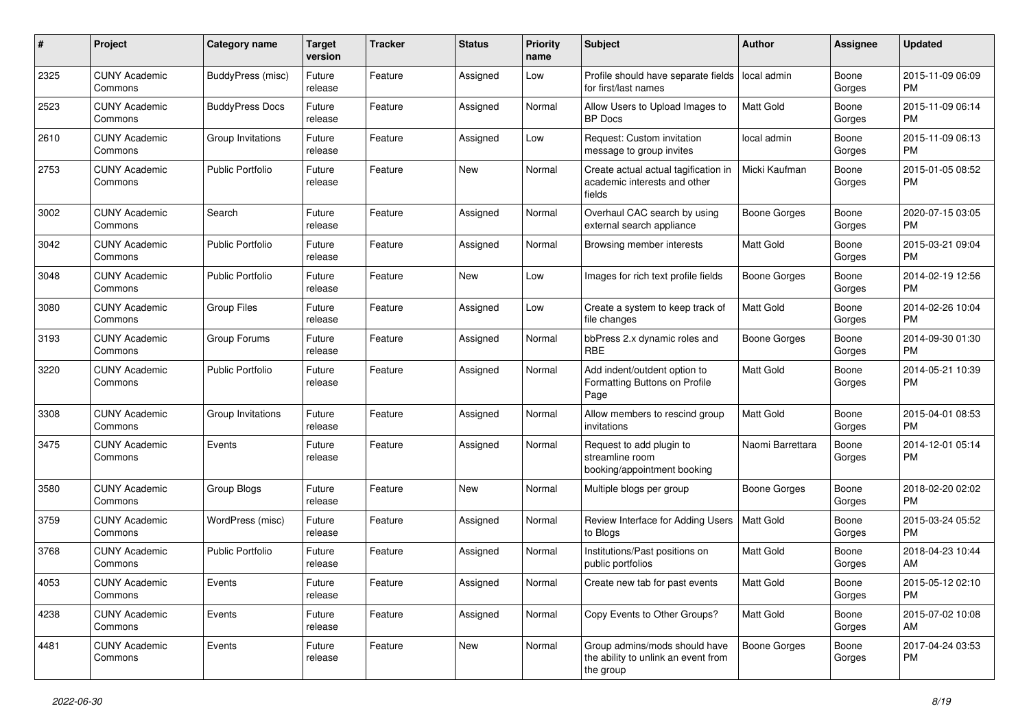| # | Project | Category name | Target version | Tracker | Status | Priority name | Subject | Author | Assignee | Updated |
|---|---|---|---|---|---|---|---|---|---|---|
| 2325 | CUNY Academic Commons | BuddyPress (misc) | Future release | Feature | Assigned | Low | Profile should have separate fields for first/last names | local admin | Boone Gorges | 2015-11-09 06:09 PM |
| 2523 | CUNY Academic Commons | BuddyPress Docs | Future release | Feature | Assigned | Normal | Allow Users to Upload Images to BP Docs | Matt Gold | Boone Gorges | 2015-11-09 06:14 PM |
| 2610 | CUNY Academic Commons | Group Invitations | Future release | Feature | Assigned | Low | Request: Custom invitation message to group invites | local admin | Boone Gorges | 2015-11-09 06:13 PM |
| 2753 | CUNY Academic Commons | Public Portfolio | Future release | Feature | New | Normal | Create actual actual tagification in academic interests and other fields | Micki Kaufman | Boone Gorges | 2015-01-05 08:52 PM |
| 3002 | CUNY Academic Commons | Search | Future release | Feature | Assigned | Normal | Overhaul CAC search by using external search appliance | Boone Gorges | Boone Gorges | 2020-07-15 03:05 PM |
| 3042 | CUNY Academic Commons | Public Portfolio | Future release | Feature | Assigned | Normal | Browsing member interests | Matt Gold | Boone Gorges | 2015-03-21 09:04 PM |
| 3048 | CUNY Academic Commons | Public Portfolio | Future release | Feature | New | Low | Images for rich text profile fields | Boone Gorges | Boone Gorges | 2014-02-19 12:56 PM |
| 3080 | CUNY Academic Commons | Group Files | Future release | Feature | Assigned | Low | Create a system to keep track of file changes | Matt Gold | Boone Gorges | 2014-02-26 10:04 PM |
| 3193 | CUNY Academic Commons | Group Forums | Future release | Feature | Assigned | Normal | bbPress 2.x dynamic roles and RBE | Boone Gorges | Boone Gorges | 2014-09-30 01:30 PM |
| 3220 | CUNY Academic Commons | Public Portfolio | Future release | Feature | Assigned | Normal | Add indent/outdent option to Formatting Buttons on Profile Page | Matt Gold | Boone Gorges | 2014-05-21 10:39 PM |
| 3308 | CUNY Academic Commons | Group Invitations | Future release | Feature | Assigned | Normal | Allow members to rescind group invitations | Matt Gold | Boone Gorges | 2015-04-01 08:53 PM |
| 3475 | CUNY Academic Commons | Events | Future release | Feature | Assigned | Normal | Request to add plugin to streamline room booking/appointment booking | Naomi Barrettara | Boone Gorges | 2014-12-01 05:14 PM |
| 3580 | CUNY Academic Commons | Group Blogs | Future release | Feature | New | Normal | Multiple blogs per group | Boone Gorges | Boone Gorges | 2018-02-20 02:02 PM |
| 3759 | CUNY Academic Commons | WordPress (misc) | Future release | Feature | Assigned | Normal | Review Interface for Adding Users to Blogs | Matt Gold | Boone Gorges | 2015-03-24 05:52 PM |
| 3768 | CUNY Academic Commons | Public Portfolio | Future release | Feature | Assigned | Normal | Institutions/Past positions on public portfolios | Matt Gold | Boone Gorges | 2018-04-23 10:44 AM |
| 4053 | CUNY Academic Commons | Events | Future release | Feature | Assigned | Normal | Create new tab for past events | Matt Gold | Boone Gorges | 2015-05-12 02:10 PM |
| 4238 | CUNY Academic Commons | Events | Future release | Feature | Assigned | Normal | Copy Events to Other Groups? | Matt Gold | Boone Gorges | 2015-07-02 10:08 AM |
| 4481 | CUNY Academic Commons | Events | Future release | Feature | New | Normal | Group admins/mods should have the ability to unlink an event from the group | Boone Gorges | Boone Gorges | 2017-04-24 03:53 PM |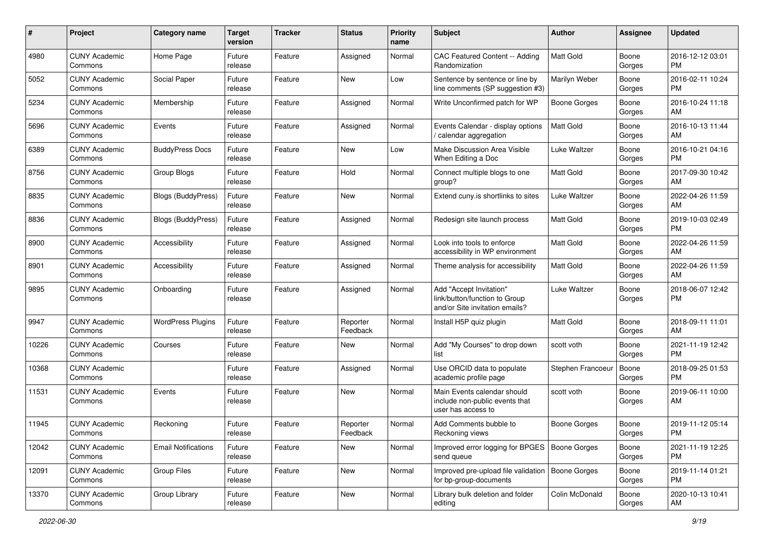| # | Project | Category name | Target version | Tracker | Status | Priority name | Subject | Author | Assignee | Updated |
|---|---|---|---|---|---|---|---|---|---|---|
| 4980 | CUNY Academic Commons | Home Page | Future release | Feature | Assigned | Normal | CAC Featured Content -- Adding Randomization | Matt Gold | Boone Gorges | 2016-12-12 03:01 PM |
| 5052 | CUNY Academic Commons | Social Paper | Future release | Feature | New | Low | Sentence by sentence or line by line comments (SP suggestion #3) | Marilyn Weber | Boone Gorges | 2016-02-11 10:24 PM |
| 5234 | CUNY Academic Commons | Membership | Future release | Feature | Assigned | Normal | Write Unconfirmed patch for WP | Boone Gorges | Boone Gorges | 2016-10-24 11:18 AM |
| 5696 | CUNY Academic Commons | Events | Future release | Feature | Assigned | Normal | Events Calendar - display options / calendar aggregation | Matt Gold | Boone Gorges | 2016-10-13 11:44 AM |
| 6389 | CUNY Academic Commons | BuddyPress Docs | Future release | Feature | New | Low | Make Discussion Area Visible When Editing a Doc | Luke Waltzer | Boone Gorges | 2016-10-21 04:16 PM |
| 8756 | CUNY Academic Commons | Group Blogs | Future release | Feature | Hold | Normal | Connect multiple blogs to one group? | Matt Gold | Boone Gorges | 2017-09-30 10:42 AM |
| 8835 | CUNY Academic Commons | Blogs (BuddyPress) | Future release | Feature | New | Normal | Extend cuny.is shortlinks to sites | Luke Waltzer | Boone Gorges | 2022-04-26 11:59 AM |
| 8836 | CUNY Academic Commons | Blogs (BuddyPress) | Future release | Feature | Assigned | Normal | Redesign site launch process | Matt Gold | Boone Gorges | 2019-10-03 02:49 PM |
| 8900 | CUNY Academic Commons | Accessibility | Future release | Feature | Assigned | Normal | Look into tools to enforce accessibility in WP environment | Matt Gold | Boone Gorges | 2022-04-26 11:59 AM |
| 8901 | CUNY Academic Commons | Accessibility | Future release | Feature | Assigned | Normal | Theme analysis for accessibility | Matt Gold | Boone Gorges | 2022-04-26 11:59 AM |
| 9895 | CUNY Academic Commons | Onboarding | Future release | Feature | Assigned | Normal | Add "Accept Invitation" link/button/function to Group and/or Site invitation emails? | Luke Waltzer | Boone Gorges | 2018-06-07 12:42 PM |
| 9947 | CUNY Academic Commons | WordPress Plugins | Future release | Feature | Reporter Feedback | Normal | Install H5P quiz plugin | Matt Gold | Boone Gorges | 2018-09-11 11:01 AM |
| 10226 | CUNY Academic Commons | Courses | Future release | Feature | New | Normal | Add "My Courses" to drop down list | scott voth | Boone Gorges | 2021-11-19 12:42 PM |
| 10368 | CUNY Academic Commons | | Future release | Feature | Assigned | Normal | Use ORCID data to populate academic profile page | Stephen Francoeur | Boone Gorges | 2018-09-25 01:53 PM |
| 11531 | CUNY Academic Commons | Events | Future release | Feature | New | Normal | Main Events calendar should include non-public events that user has access to | scott voth | Boone Gorges | 2019-06-11 10:00 AM |
| 11945 | CUNY Academic Commons | Reckoning | Future release | Feature | Reporter Feedback | Normal | Add Comments bubble to Reckoning views | Boone Gorges | Boone Gorges | 2019-11-12 05:14 PM |
| 12042 | CUNY Academic Commons | Email Notifications | Future release | Feature | New | Normal | Improved error logging for BPGES send queue | Boone Gorges | Boone Gorges | 2021-11-19 12:25 PM |
| 12091 | CUNY Academic Commons | Group Files | Future release | Feature | New | Normal | Improved pre-upload file validation for bp-group-documents | Boone Gorges | Boone Gorges | 2019-11-14 01:21 PM |
| 13370 | CUNY Academic Commons | Group Library | Future release | Feature | New | Normal | Library bulk deletion and folder editing | Colin McDonald | Boone Gorges | 2020-10-13 10:41 AM |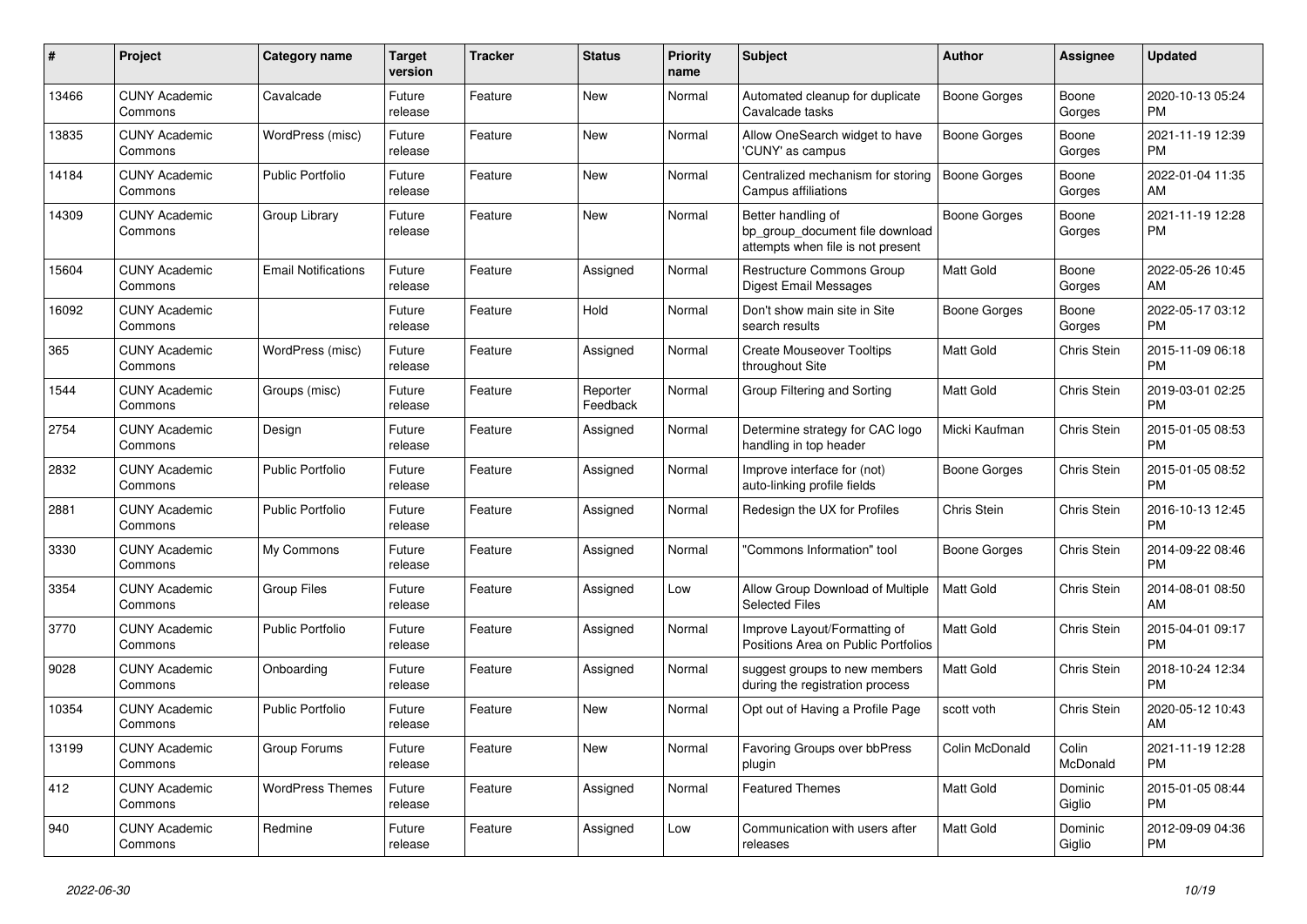| # | Project | Category name | Target version | Tracker | Status | Priority name | Subject | Author | Assignee | Updated |
|---|---|---|---|---|---|---|---|---|---|---|
| 13466 | CUNY Academic Commons | Cavalcade | Future release | Feature | New | Normal | Automated cleanup for duplicate Cavalcade tasks | Boone Gorges | Boone Gorges | 2020-10-13 05:24 PM |
| 13835 | CUNY Academic Commons | WordPress (misc) | Future release | Feature | New | Normal | Allow OneSearch widget to have 'CUNY' as campus | Boone Gorges | Boone Gorges | 2021-11-19 12:39 PM |
| 14184 | CUNY Academic Commons | Public Portfolio | Future release | Feature | New | Normal | Centralized mechanism for storing Campus affiliations | Boone Gorges | Boone Gorges | 2022-01-04 11:35 AM |
| 14309 | CUNY Academic Commons | Group Library | Future release | Feature | New | Normal | Better handling of bp_group_document file download attempts when file is not present | Boone Gorges | Boone Gorges | 2021-11-19 12:28 PM |
| 15604 | CUNY Academic Commons | Email Notifications | Future release | Feature | Assigned | Normal | Restructure Commons Group Digest Email Messages | Matt Gold | Boone Gorges | 2022-05-26 10:45 AM |
| 16092 | CUNY Academic Commons | | Future release | Feature | Hold | Normal | Don't show main site in Site search results | Boone Gorges | Boone Gorges | 2022-05-17 03:12 PM |
| 365 | CUNY Academic Commons | WordPress (misc) | Future release | Feature | Assigned | Normal | Create Mouseover Tooltips throughout Site | Matt Gold | Chris Stein | 2015-11-09 06:18 PM |
| 1544 | CUNY Academic Commons | Groups (misc) | Future release | Feature | Reporter Feedback | Normal | Group Filtering and Sorting | Matt Gold | Chris Stein | 2019-03-01 02:25 PM |
| 2754 | CUNY Academic Commons | Design | Future release | Feature | Assigned | Normal | Determine strategy for CAC logo handling in top header | Micki Kaufman | Chris Stein | 2015-01-05 08:53 PM |
| 2832 | CUNY Academic Commons | Public Portfolio | Future release | Feature | Assigned | Normal | Improve interface for (not) auto-linking profile fields | Boone Gorges | Chris Stein | 2015-01-05 08:52 PM |
| 2881 | CUNY Academic Commons | Public Portfolio | Future release | Feature | Assigned | Normal | Redesign the UX for Profiles | Chris Stein | Chris Stein | 2016-10-13 12:45 PM |
| 3330 | CUNY Academic Commons | My Commons | Future release | Feature | Assigned | Normal | "Commons Information" tool | Boone Gorges | Chris Stein | 2014-09-22 08:46 PM |
| 3354 | CUNY Academic Commons | Group Files | Future release | Feature | Assigned | Low | Allow Group Download of Multiple Selected Files | Matt Gold | Chris Stein | 2014-08-01 08:50 AM |
| 3770 | CUNY Academic Commons | Public Portfolio | Future release | Feature | Assigned | Normal | Improve Layout/Formatting of Positions Area on Public Portfolios | Matt Gold | Chris Stein | 2015-04-01 09:17 PM |
| 9028 | CUNY Academic Commons | Onboarding | Future release | Feature | Assigned | Normal | suggest groups to new members during the registration process | Matt Gold | Chris Stein | 2018-10-24 12:34 PM |
| 10354 | CUNY Academic Commons | Public Portfolio | Future release | Feature | New | Normal | Opt out of Having a Profile Page | scott voth | Chris Stein | 2020-05-12 10:43 AM |
| 13199 | CUNY Academic Commons | Group Forums | Future release | Feature | New | Normal | Favoring Groups over bbPress plugin | Colin McDonald | Colin McDonald | 2021-11-19 12:28 PM |
| 412 | CUNY Academic Commons | WordPress Themes | Future release | Feature | Assigned | Normal | Featured Themes | Matt Gold | Dominic Giglio | 2015-01-05 08:44 PM |
| 940 | CUNY Academic Commons | Redmine | Future release | Feature | Assigned | Low | Communication with users after releases | Matt Gold | Dominic Giglio | 2012-09-09 04:36 PM |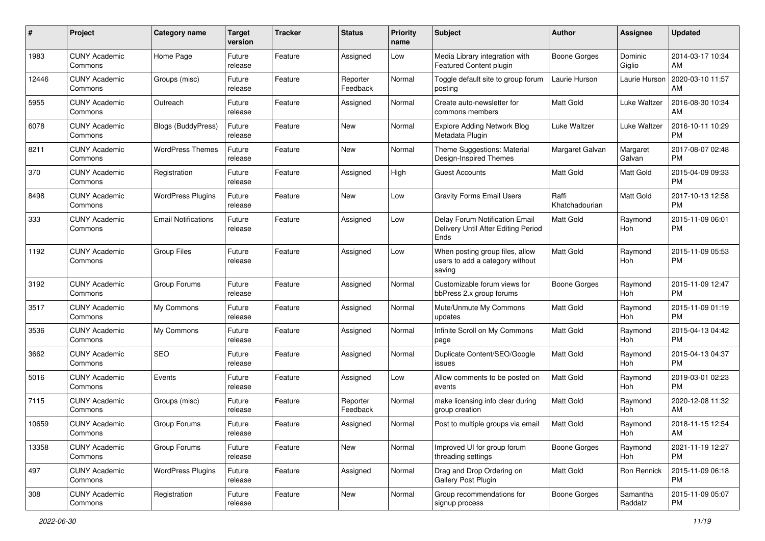| # | Project | Category name | Target version | Tracker | Status | Priority name | Subject | Author | Assignee | Updated |
|---|---|---|---|---|---|---|---|---|---|---|
| 1983 | CUNY Academic Commons | Home Page | Future release | Feature | Assigned | Low | Media Library integration with Featured Content plugin | Boone Gorges | Dominic Giglio | 2014-03-17 10:34 AM |
| 12446 | CUNY Academic Commons | Groups (misc) | Future release | Feature | Reporter Feedback | Normal | Toggle default site to group forum posting | Laurie Hurson | Laurie Hurson | 2020-03-10 11:57 AM |
| 5955 | CUNY Academic Commons | Outreach | Future release | Feature | Assigned | Normal | Create auto-newsletter for commons members | Matt Gold | Luke Waltzer | 2016-08-30 10:34 AM |
| 6078 | CUNY Academic Commons | Blogs (BuddyPress) | Future release | Feature | New | Normal | Explore Adding Network Blog Metadata Plugin | Luke Waltzer | Luke Waltzer | 2016-10-11 10:29 PM |
| 8211 | CUNY Academic Commons | WordPress Themes | Future release | Feature | New | Normal | Theme Suggestions: Material Design-Inspired Themes | Margaret Galvan | Margaret Galvan | 2017-08-07 02:48 PM |
| 370 | CUNY Academic Commons | Registration | Future release | Feature | Assigned | High | Guest Accounts | Matt Gold | Matt Gold | 2015-04-09 09:33 PM |
| 8498 | CUNY Academic Commons | WordPress Plugins | Future release | Feature | New | Low | Gravity Forms Email Users | Raffi Khatchadourian | Matt Gold | 2017-10-13 12:58 PM |
| 333 | CUNY Academic Commons | Email Notifications | Future release | Feature | Assigned | Low | Delay Forum Notification Email Delivery Until After Editing Period Ends | Matt Gold | Raymond Hoh | 2015-11-09 06:01 PM |
| 1192 | CUNY Academic Commons | Group Files | Future release | Feature | Assigned | Low | When posting group files, allow users to add a category without saving | Matt Gold | Raymond Hoh | 2015-11-09 05:53 PM |
| 3192 | CUNY Academic Commons | Group Forums | Future release | Feature | Assigned | Normal | Customizable forum views for bbPress 2.x group forums | Boone Gorges | Raymond Hoh | 2015-11-09 12:47 PM |
| 3517 | CUNY Academic Commons | My Commons | Future release | Feature | Assigned | Normal | Mute/Unmute My Commons updates | Matt Gold | Raymond Hoh | 2015-11-09 01:19 PM |
| 3536 | CUNY Academic Commons | My Commons | Future release | Feature | Assigned | Normal | Infinite Scroll on My Commons page | Matt Gold | Raymond Hoh | 2015-04-13 04:42 PM |
| 3662 | CUNY Academic Commons | SEO | Future release | Feature | Assigned | Normal | Duplicate Content/SEO/Google issues | Matt Gold | Raymond Hoh | 2015-04-13 04:37 PM |
| 5016 | CUNY Academic Commons | Events | Future release | Feature | Assigned | Low | Allow comments to be posted on events | Matt Gold | Raymond Hoh | 2019-03-01 02:23 PM |
| 7115 | CUNY Academic Commons | Groups (misc) | Future release | Feature | Reporter Feedback | Normal | make licensing info clear during group creation | Matt Gold | Raymond Hoh | 2020-12-08 11:32 AM |
| 10659 | CUNY Academic Commons | Group Forums | Future release | Feature | Assigned | Normal | Post to multiple groups via email | Matt Gold | Raymond Hoh | 2018-11-15 12:54 AM |
| 13358 | CUNY Academic Commons | Group Forums | Future release | Feature | New | Normal | Improved UI for group forum threading settings | Boone Gorges | Raymond Hoh | 2021-11-19 12:27 PM |
| 497 | CUNY Academic Commons | WordPress Plugins | Future release | Feature | Assigned | Normal | Drag and Drop Ordering on Gallery Post Plugin | Matt Gold | Ron Rennick | 2015-11-09 06:18 PM |
| 308 | CUNY Academic Commons | Registration | Future release | Feature | New | Normal | Group recommendations for signup process | Boone Gorges | Samantha Raddatz | 2015-11-09 05:07 PM |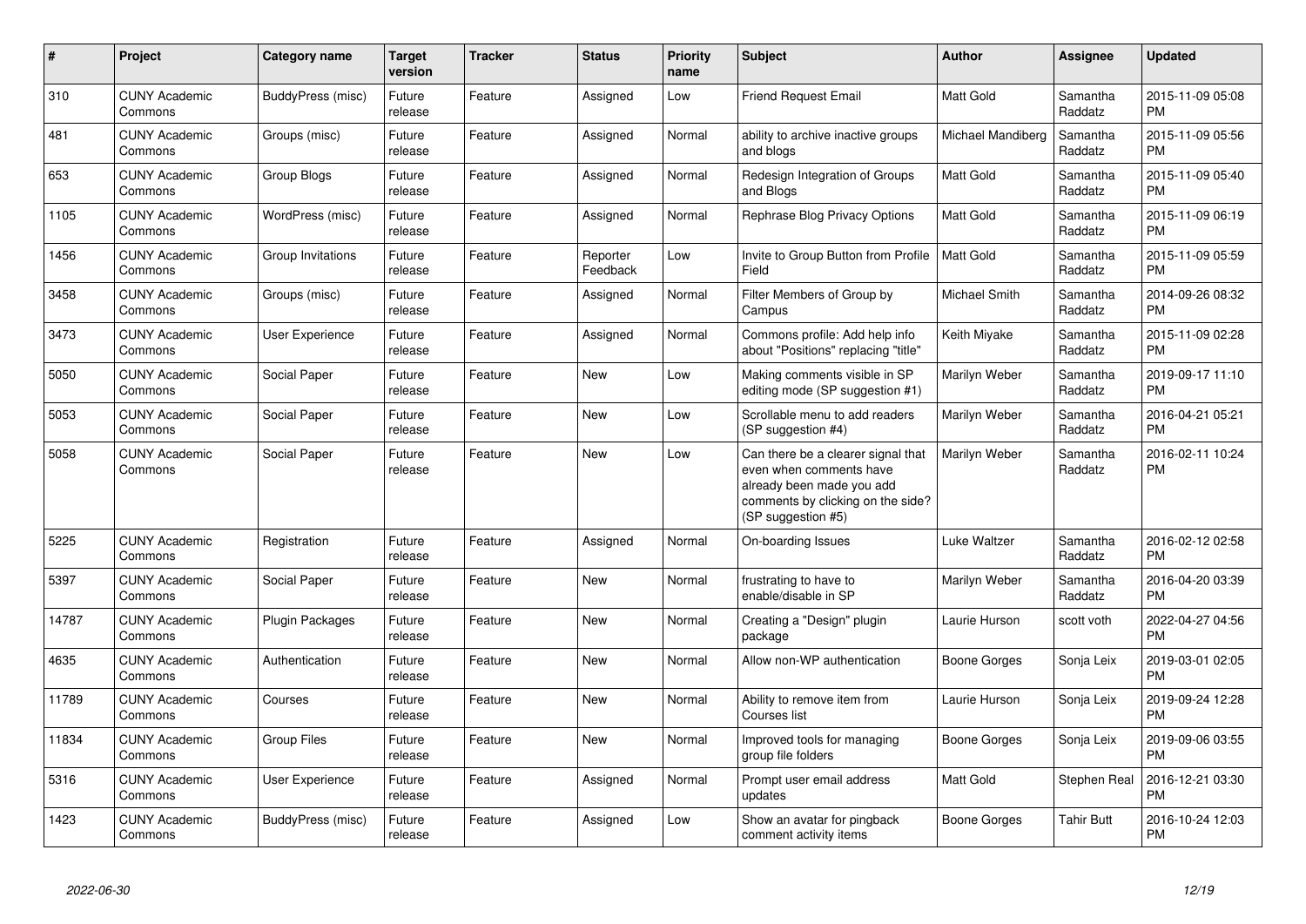| # | Project | Category name | Target version | Tracker | Status | Priority name | Subject | Author | Assignee | Updated |
|---|---|---|---|---|---|---|---|---|---|---|
| 310 | CUNY Academic Commons | BuddyPress (misc) | Future release | Feature | Assigned | Low | Friend Request Email | Matt Gold | Samantha Raddatz | 2015-11-09 05:08 PM |
| 481 | CUNY Academic Commons | Groups (misc) | Future release | Feature | Assigned | Normal | ability to archive inactive groups and blogs | Michael Mandiberg | Samantha Raddatz | 2015-11-09 05:56 PM |
| 653 | CUNY Academic Commons | Group Blogs | Future release | Feature | Assigned | Normal | Redesign Integration of Groups and Blogs | Matt Gold | Samantha Raddatz | 2015-11-09 05:40 PM |
| 1105 | CUNY Academic Commons | WordPress (misc) | Future release | Feature | Assigned | Normal | Rephrase Blog Privacy Options | Matt Gold | Samantha Raddatz | 2015-11-09 06:19 PM |
| 1456 | CUNY Academic Commons | Group Invitations | Future release | Feature | Reporter Feedback | Low | Invite to Group Button from Profile Field | Matt Gold | Samantha Raddatz | 2015-11-09 05:59 PM |
| 3458 | CUNY Academic Commons | Groups (misc) | Future release | Feature | Assigned | Normal | Filter Members of Group by Campus | Michael Smith | Samantha Raddatz | 2014-09-26 08:32 PM |
| 3473 | CUNY Academic Commons | User Experience | Future release | Feature | Assigned | Normal | Commons profile: Add help info about "Positions" replacing "title" | Keith Miyake | Samantha Raddatz | 2015-11-09 02:28 PM |
| 5050 | CUNY Academic Commons | Social Paper | Future release | Feature | New | Low | Making comments visible in SP editing mode (SP suggestion #1) | Marilyn Weber | Samantha Raddatz | 2019-09-17 11:10 PM |
| 5053 | CUNY Academic Commons | Social Paper | Future release | Feature | New | Low | Scrollable menu to add readers (SP suggestion #4) | Marilyn Weber | Samantha Raddatz | 2016-04-21 05:21 PM |
| 5058 | CUNY Academic Commons | Social Paper | Future release | Feature | New | Low | Can there be a clearer signal that even when comments have already been made you add comments by clicking on the side? (SP suggestion #5) | Marilyn Weber | Samantha Raddatz | 2016-02-11 10:24 PM |
| 5225 | CUNY Academic Commons | Registration | Future release | Feature | Assigned | Normal | On-boarding Issues | Luke Waltzer | Samantha Raddatz | 2016-02-12 02:58 PM |
| 5397 | CUNY Academic Commons | Social Paper | Future release | Feature | New | Normal | frustrating to have to enable/disable in SP | Marilyn Weber | Samantha Raddatz | 2016-04-20 03:39 PM |
| 14787 | CUNY Academic Commons | Plugin Packages | Future release | Feature | New | Normal | Creating a "Design" plugin package | Laurie Hurson | scott voth | 2022-04-27 04:56 PM |
| 4635 | CUNY Academic Commons | Authentication | Future release | Feature | New | Normal | Allow non-WP authentication | Boone Gorges | Sonja Leix | 2019-03-01 02:05 PM |
| 11789 | CUNY Academic Commons | Courses | Future release | Feature | New | Normal | Ability to remove item from Courses list | Laurie Hurson | Sonja Leix | 2019-09-24 12:28 PM |
| 11834 | CUNY Academic Commons | Group Files | Future release | Feature | New | Normal | Improved tools for managing group file folders | Boone Gorges | Sonja Leix | 2019-09-06 03:55 PM |
| 5316 | CUNY Academic Commons | User Experience | Future release | Feature | Assigned | Normal | Prompt user email address updates | Matt Gold | Stephen Real | 2016-12-21 03:30 PM |
| 1423 | CUNY Academic Commons | BuddyPress (misc) | Future release | Feature | Assigned | Low | Show an avatar for pingback comment activity items | Boone Gorges | Tahir Butt | 2016-10-24 12:03 PM |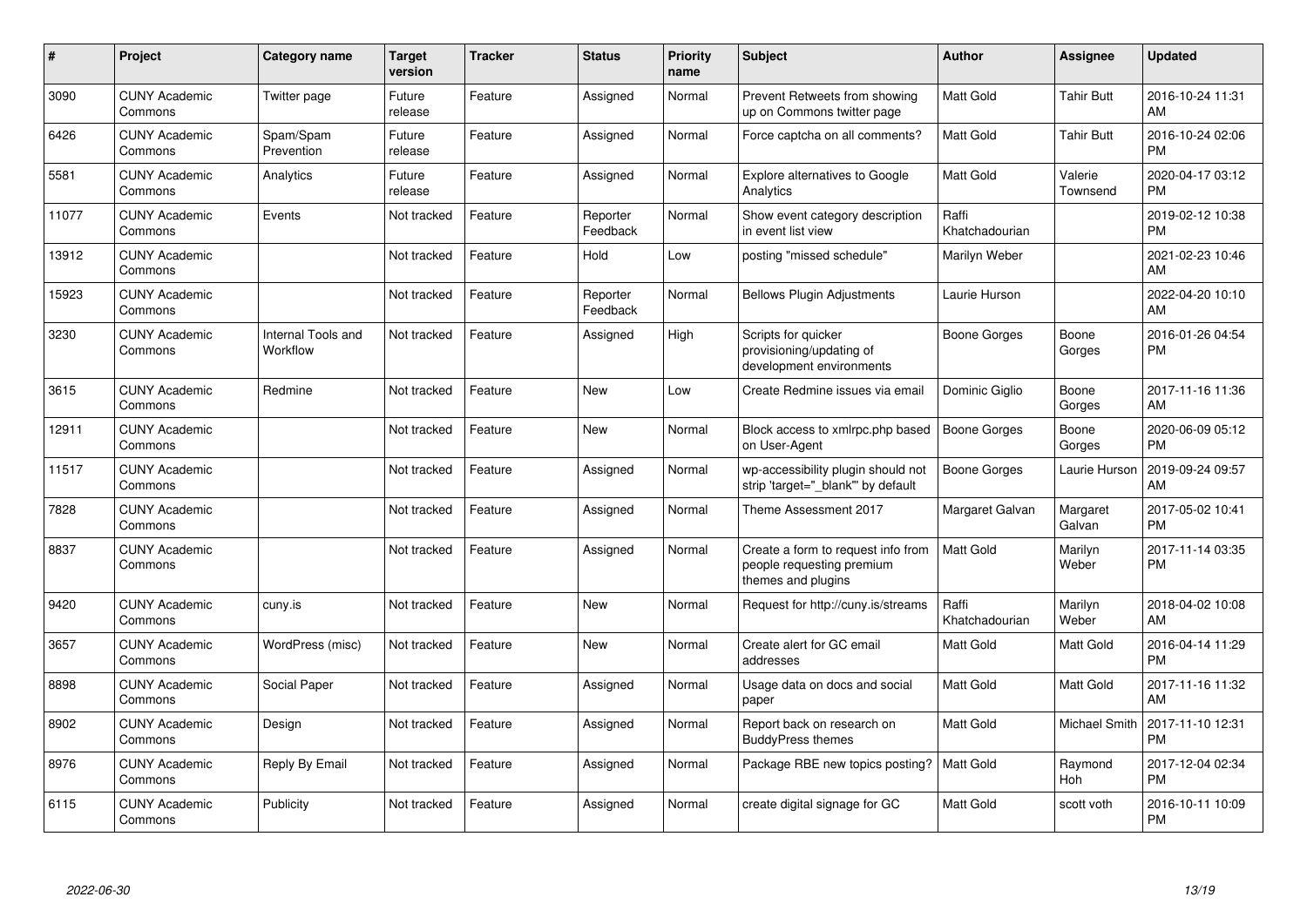| # | Project | Category name | Target version | Tracker | Status | Priority name | Subject | Author | Assignee | Updated |
|---|---|---|---|---|---|---|---|---|---|---|
| 3090 | CUNY Academic Commons | Twitter page | Future release | Feature | Assigned | Normal | Prevent Retweets from showing up on Commons twitter page | Matt Gold | Tahir Butt | 2016-10-24 11:31 AM |
| 6426 | CUNY Academic Commons | Spam/Spam Prevention | Future release | Feature | Assigned | Normal | Force captcha on all comments? | Matt Gold | Tahir Butt | 2016-10-24 02:06 PM |
| 5581 | CUNY Academic Commons | Analytics | Future release | Feature | Assigned | Normal | Explore alternatives to Google Analytics | Matt Gold | Valerie Townsend | 2020-04-17 03:12 PM |
| 11077 | CUNY Academic Commons | Events | Not tracked | Feature | Reporter Feedback | Normal | Show event category description in event list view | Raffi Khatchadourian | | 2019-02-12 10:38 PM |
| 13912 | CUNY Academic Commons | | Not tracked | Feature | Hold | Low | posting "missed schedule" | Marilyn Weber | | 2021-02-23 10:46 AM |
| 15923 | CUNY Academic Commons | | Not tracked | Feature | Reporter Feedback | Normal | Bellows Plugin Adjustments | Laurie Hurson | | 2022-04-20 10:10 AM |
| 3230 | CUNY Academic Commons | Internal Tools and Workflow | Not tracked | Feature | Assigned | High | Scripts for quicker provisioning/updating of development environments | Boone Gorges | Boone Gorges | 2016-01-26 04:54 PM |
| 3615 | CUNY Academic Commons | Redmine | Not tracked | Feature | New | Low | Create Redmine issues via email | Dominic Giglio | Boone Gorges | 2017-11-16 11:36 AM |
| 12911 | CUNY Academic Commons | | Not tracked | Feature | New | Normal | Block access to xmlrpc.php based on User-Agent | Boone Gorges | Boone Gorges | 2020-06-09 05:12 PM |
| 11517 | CUNY Academic Commons | | Not tracked | Feature | Assigned | Normal | wp-accessibility plugin should not strip 'target="_blank"' by default | Boone Gorges | Laurie Hurson | 2019-09-24 09:57 AM |
| 7828 | CUNY Academic Commons | | Not tracked | Feature | Assigned | Normal | Theme Assessment 2017 | Margaret Galvan | Margaret Galvan | 2017-05-02 10:41 PM |
| 8837 | CUNY Academic Commons | | Not tracked | Feature | Assigned | Normal | Create a form to request info from people requesting premium themes and plugins | Matt Gold | Marilyn Weber | 2017-11-14 03:35 PM |
| 9420 | CUNY Academic Commons | cuny.is | Not tracked | Feature | New | Normal | Request for http://cuny.is/streams | Raffi Khatchadourian | Marilyn Weber | 2018-04-02 10:08 AM |
| 3657 | CUNY Academic Commons | WordPress (misc) | Not tracked | Feature | New | Normal | Create alert for GC email addresses | Matt Gold | Matt Gold | 2016-04-14 11:29 PM |
| 8898 | CUNY Academic Commons | Social Paper | Not tracked | Feature | Assigned | Normal | Usage data on docs and social paper | Matt Gold | Matt Gold | 2017-11-16 11:32 AM |
| 8902 | CUNY Academic Commons | Design | Not tracked | Feature | Assigned | Normal | Report back on research on BuddyPress themes | Matt Gold | Michael Smith | 2017-11-10 12:31 PM |
| 8976 | CUNY Academic Commons | Reply By Email | Not tracked | Feature | Assigned | Normal | Package RBE new topics posting? | Matt Gold | Raymond Hoh | 2017-12-04 02:34 PM |
| 6115 | CUNY Academic Commons | Publicity | Not tracked | Feature | Assigned | Normal | create digital signage for GC | Matt Gold | scott voth | 2016-10-11 10:09 PM |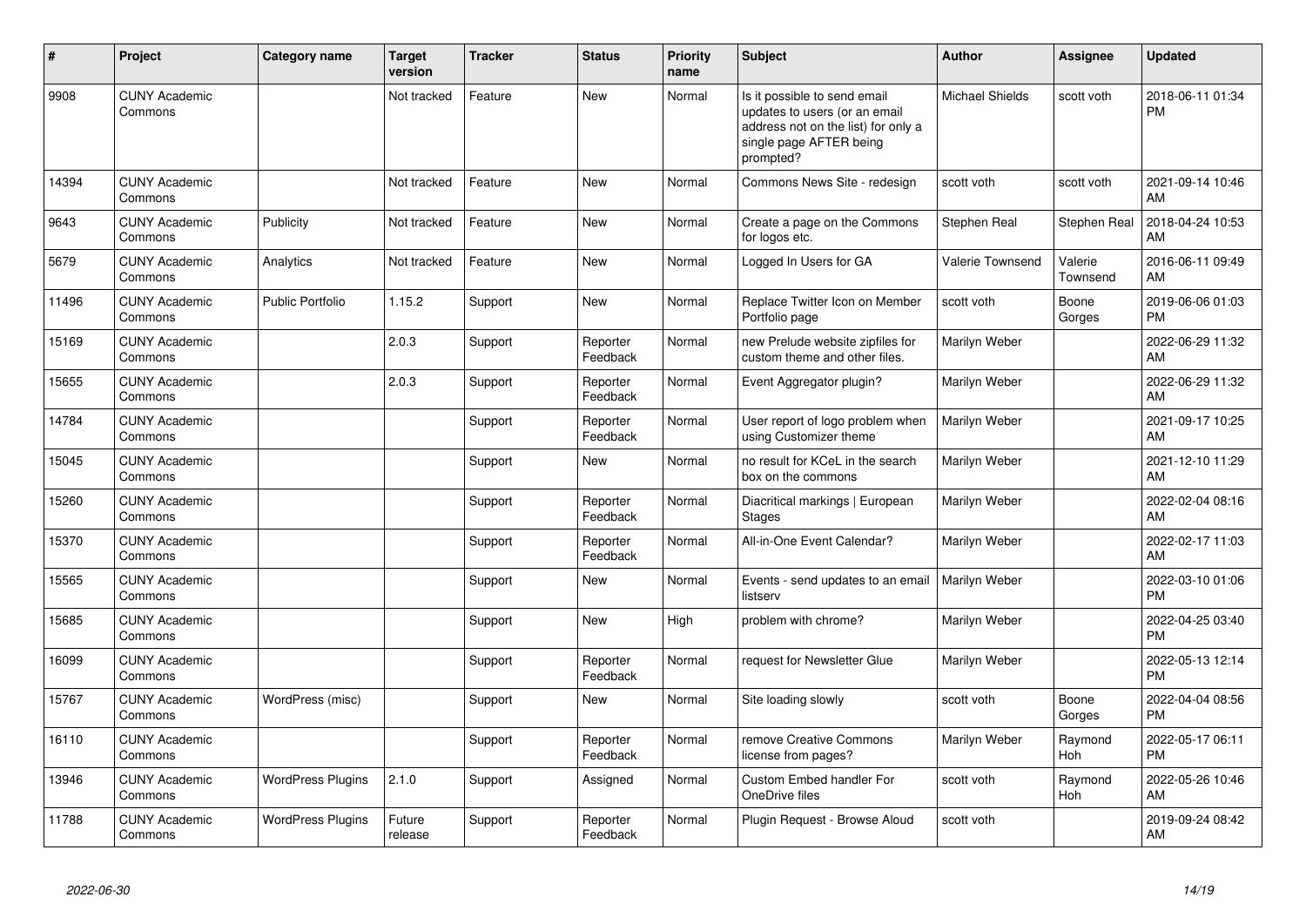| # | Project | Category name | Target version | Tracker | Status | Priority name | Subject | Author | Assignee | Updated |
|---|---|---|---|---|---|---|---|---|---|---|
| 9908 | CUNY Academic Commons | | Not tracked | Feature | New | Normal | Is it possible to send email updates to users (or an email address not on the list) for only a single page AFTER being prompted? | Michael Shields | scott voth | 2018-06-11 01:34 PM |
| 14394 | CUNY Academic Commons | | Not tracked | Feature | New | Normal | Commons News Site - redesign | scott voth | scott voth | 2021-09-14 10:46 AM |
| 9643 | CUNY Academic Commons | Publicity | Not tracked | Feature | New | Normal | Create a page on the Commons for logos etc. | Stephen Real | Stephen Real | 2018-04-24 10:53 AM |
| 5679 | CUNY Academic Commons | Analytics | Not tracked | Feature | New | Normal | Logged In Users for GA | Valerie Townsend | Valerie Townsend | 2016-06-11 09:49 AM |
| 11496 | CUNY Academic Commons | Public Portfolio | 1.15.2 | Support | New | Normal | Replace Twitter Icon on Member Portfolio page | scott voth | Boone Gorges | 2019-06-06 01:03 PM |
| 15169 | CUNY Academic Commons | | 2.0.3 | Support | Reporter Feedback | Normal | new Prelude website zipfiles for custom theme and other files. | Marilyn Weber | | 2022-06-29 11:32 AM |
| 15655 | CUNY Academic Commons | | 2.0.3 | Support | Reporter Feedback | Normal | Event Aggregator plugin? | Marilyn Weber | | 2022-06-29 11:32 AM |
| 14784 | CUNY Academic Commons | | | Support | Reporter Feedback | Normal | User report of logo problem when using Customizer theme | Marilyn Weber | | 2021-09-17 10:25 AM |
| 15045 | CUNY Academic Commons | | | Support | New | Normal | no result for KCeL in the search box on the commons | Marilyn Weber | | 2021-12-10 11:29 AM |
| 15260 | CUNY Academic Commons | | | Support | Reporter Feedback | Normal | Diacritical markings \| European Stages | Marilyn Weber | | 2022-02-04 08:16 AM |
| 15370 | CUNY Academic Commons | | | Support | Reporter Feedback | Normal | All-in-One Event Calendar? | Marilyn Weber | | 2022-02-17 11:03 AM |
| 15565 | CUNY Academic Commons | | | Support | New | Normal | Events - send updates to an email listserv | Marilyn Weber | | 2022-03-10 01:06 PM |
| 15685 | CUNY Academic Commons | | | Support | New | High | problem with chrome? | Marilyn Weber | | 2022-04-25 03:40 PM |
| 16099 | CUNY Academic Commons | | | Support | Reporter Feedback | Normal | request for Newsletter Glue | Marilyn Weber | | 2022-05-13 12:14 PM |
| 15767 | CUNY Academic Commons | WordPress (misc) | | Support | New | Normal | Site loading slowly | scott voth | Boone Gorges | 2022-04-04 08:56 PM |
| 16110 | CUNY Academic Commons | | | Support | Reporter Feedback | Normal | remove Creative Commons license from pages? | Marilyn Weber | Raymond Hoh | 2022-05-17 06:11 PM |
| 13946 | CUNY Academic Commons | WordPress Plugins | 2.1.0 | Support | Assigned | Normal | Custom Embed handler For OneDrive files | scott voth | Raymond Hoh | 2022-05-26 10:46 AM |
| 11788 | CUNY Academic Commons | WordPress Plugins | Future release | Support | Reporter Feedback | Normal | Plugin Request - Browse Aloud | scott voth | | 2019-09-24 08:42 AM |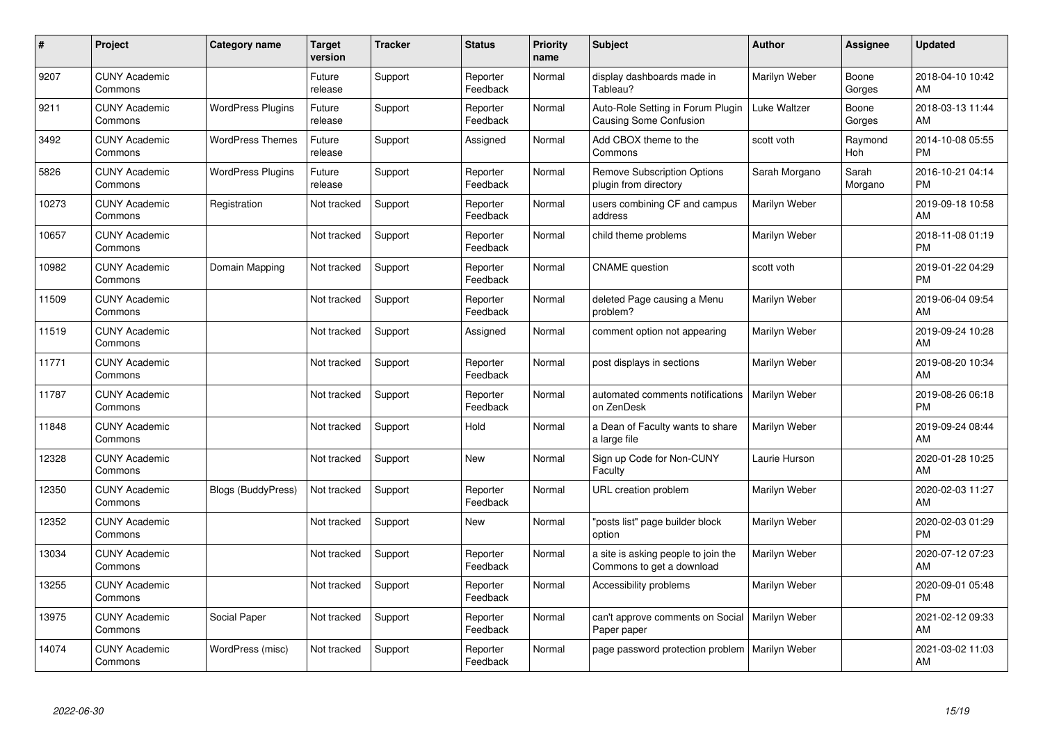| # | Project | Category name | Target version | Tracker | Status | Priority name | Subject | Author | Assignee | Updated |
|---|---|---|---|---|---|---|---|---|---|---|
| 9207 | CUNY Academic Commons | | Future release | Support | Reporter Feedback | Normal | display dashboards made in Tableau? | Marilyn Weber | Boone Gorges | 2018-04-10 10:42 AM |
| 9211 | CUNY Academic Commons | WordPress Plugins | Future release | Support | Reporter Feedback | Normal | Auto-Role Setting in Forum Plugin Causing Some Confusion | Luke Waltzer | Boone Gorges | 2018-03-13 11:44 AM |
| 3492 | CUNY Academic Commons | WordPress Themes | Future release | Support | Assigned | Normal | Add CBOX theme to the Commons | scott voth | Raymond Hoh | 2014-10-08 05:55 PM |
| 5826 | CUNY Academic Commons | WordPress Plugins | Future release | Support | Reporter Feedback | Normal | Remove Subscription Options plugin from directory | Sarah Morgano | Sarah Morgano | 2016-10-21 04:14 PM |
| 10273 | CUNY Academic Commons | Registration | Not tracked | Support | Reporter Feedback | Normal | users combining CF and campus address | Marilyn Weber | | 2019-09-18 10:58 AM |
| 10657 | CUNY Academic Commons | | Not tracked | Support | Reporter Feedback | Normal | child theme problems | Marilyn Weber | | 2018-11-08 01:19 PM |
| 10982 | CUNY Academic Commons | Domain Mapping | Not tracked | Support | Reporter Feedback | Normal | CNAME question | scott voth | | 2019-01-22 04:29 PM |
| 11509 | CUNY Academic Commons | | Not tracked | Support | Reporter Feedback | Normal | deleted Page causing a Menu problem? | Marilyn Weber | | 2019-06-04 09:54 AM |
| 11519 | CUNY Academic Commons | | Not tracked | Support | Assigned | Normal | comment option not appearing | Marilyn Weber | | 2019-09-24 10:28 AM |
| 11771 | CUNY Academic Commons | | Not tracked | Support | Reporter Feedback | Normal | post displays in sections | Marilyn Weber | | 2019-08-20 10:34 AM |
| 11787 | CUNY Academic Commons | | Not tracked | Support | Reporter Feedback | Normal | automated comments notifications on ZenDesk | Marilyn Weber | | 2019-08-26 06:18 PM |
| 11848 | CUNY Academic Commons | | Not tracked | Support | Hold | Normal | a Dean of Faculty wants to share a large file | Marilyn Weber | | 2019-09-24 08:44 AM |
| 12328 | CUNY Academic Commons | | Not tracked | Support | New | Normal | Sign up Code for Non-CUNY Faculty | Laurie Hurson | | 2020-01-28 10:25 AM |
| 12350 | CUNY Academic Commons | Blogs (BuddyPress) | Not tracked | Support | Reporter Feedback | Normal | URL creation problem | Marilyn Weber | | 2020-02-03 11:27 AM |
| 12352 | CUNY Academic Commons | | Not tracked | Support | New | Normal | "posts list" page builder block option | Marilyn Weber | | 2020-02-03 01:29 PM |
| 13034 | CUNY Academic Commons | | Not tracked | Support | Reporter Feedback | Normal | a site is asking people to join the Commons to get a download | Marilyn Weber | | 2020-07-12 07:23 AM |
| 13255 | CUNY Academic Commons | | Not tracked | Support | Reporter Feedback | Normal | Accessibility problems | Marilyn Weber | | 2020-09-01 05:48 PM |
| 13975 | CUNY Academic Commons | Social Paper | Not tracked | Support | Reporter Feedback | Normal | can't approve comments on Social Paper paper | Marilyn Weber | | 2021-02-12 09:33 AM |
| 14074 | CUNY Academic Commons | WordPress (misc) | Not tracked | Support | Reporter Feedback | Normal | page password protection problem | Marilyn Weber | | 2021-03-02 11:03 AM |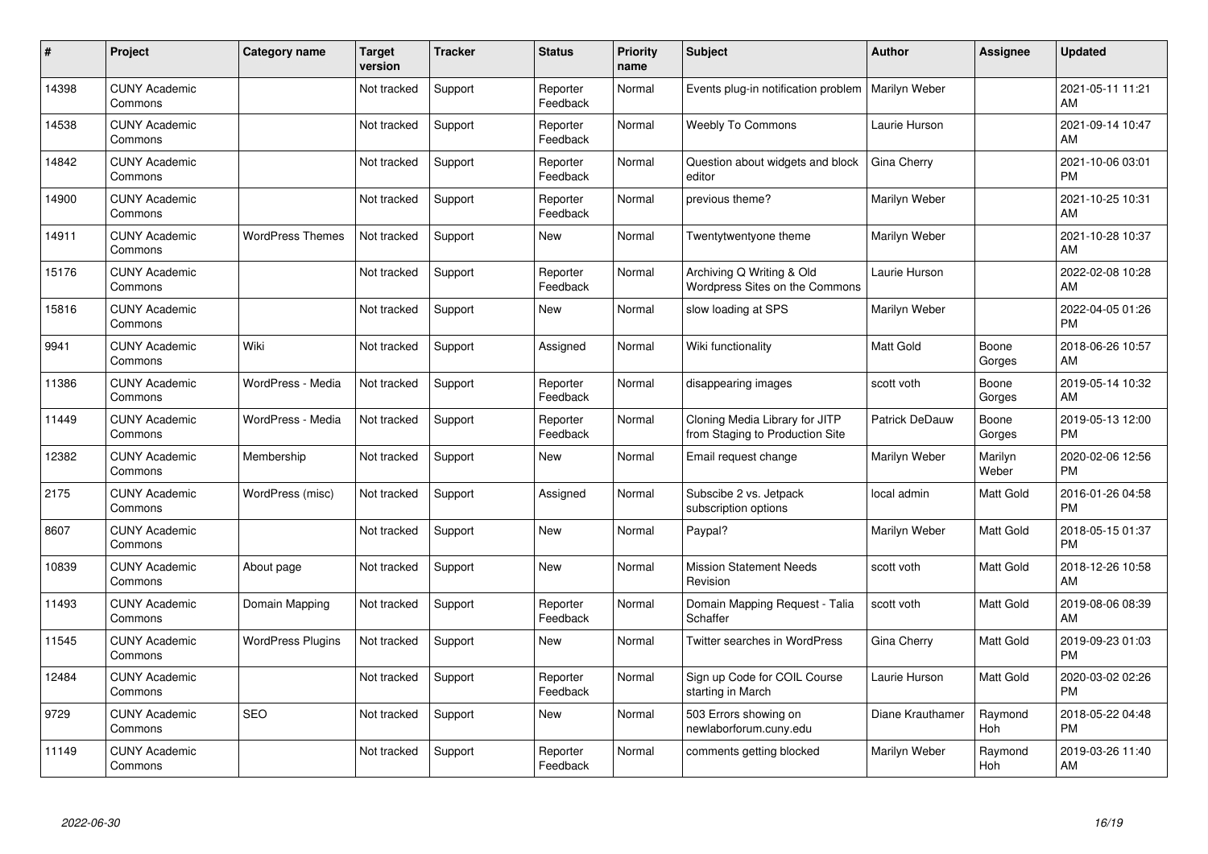| # | Project | Category name | Target version | Tracker | Status | Priority name | Subject | Author | Assignee | Updated |
|---|---|---|---|---|---|---|---|---|---|---|
| 14398 | CUNY Academic Commons | | Not tracked | Support | Reporter Feedback | Normal | Events plug-in notification problem | Marilyn Weber | | 2021-05-11 11:21 AM |
| 14538 | CUNY Academic Commons | | Not tracked | Support | Reporter Feedback | Normal | Weebly To Commons | Laurie Hurson | | 2021-09-14 10:47 AM |
| 14842 | CUNY Academic Commons | | Not tracked | Support | Reporter Feedback | Normal | Question about widgets and block editor | Gina Cherry | | 2021-10-06 03:01 PM |
| 14900 | CUNY Academic Commons | | Not tracked | Support | Reporter Feedback | Normal | previous theme? | Marilyn Weber | | 2021-10-25 10:31 AM |
| 14911 | CUNY Academic Commons | WordPress Themes | Not tracked | Support | New | Normal | Twentytwentyone theme | Marilyn Weber | | 2021-10-28 10:37 AM |
| 15176 | CUNY Academic Commons | | Not tracked | Support | Reporter Feedback | Normal | Archiving Q Writing & Old Wordpress Sites on the Commons | Laurie Hurson | | 2022-02-08 10:28 AM |
| 15816 | CUNY Academic Commons | | Not tracked | Support | New | Normal | slow loading at SPS | Marilyn Weber | | 2022-04-05 01:26 PM |
| 9941 | CUNY Academic Commons | Wiki | Not tracked | Support | Assigned | Normal | Wiki functionality | Matt Gold | Boone Gorges | 2018-06-26 10:57 AM |
| 11386 | CUNY Academic Commons | WordPress - Media | Not tracked | Support | Reporter Feedback | Normal | disappearing images | scott voth | Boone Gorges | 2019-05-14 10:32 AM |
| 11449 | CUNY Academic Commons | WordPress - Media | Not tracked | Support | Reporter Feedback | Normal | Cloning Media Library for JITP from Staging to Production Site | Patrick DeDauw | Boone Gorges | 2019-05-13 12:00 PM |
| 12382 | CUNY Academic Commons | Membership | Not tracked | Support | New | Normal | Email request change | Marilyn Weber | Marilyn Weber | 2020-02-06 12:56 PM |
| 2175 | CUNY Academic Commons | WordPress (misc) | Not tracked | Support | Assigned | Normal | Subscibe 2 vs. Jetpack subscription options | local admin | Matt Gold | 2016-01-26 04:58 PM |
| 8607 | CUNY Academic Commons | | Not tracked | Support | New | Normal | Paypal? | Marilyn Weber | Matt Gold | 2018-05-15 01:37 PM |
| 10839 | CUNY Academic Commons | About page | Not tracked | Support | New | Normal | Mission Statement Needs Revision | scott voth | Matt Gold | 2018-12-26 10:58 AM |
| 11493 | CUNY Academic Commons | Domain Mapping | Not tracked | Support | Reporter Feedback | Normal | Domain Mapping Request - Talia Schaffer | scott voth | Matt Gold | 2019-08-06 08:39 AM |
| 11545 | CUNY Academic Commons | WordPress Plugins | Not tracked | Support | New | Normal | Twitter searches in WordPress | Gina Cherry | Matt Gold | 2019-09-23 01:03 PM |
| 12484 | CUNY Academic Commons | | Not tracked | Support | Reporter Feedback | Normal | Sign up Code for COIL Course starting in March | Laurie Hurson | Matt Gold | 2020-03-02 02:26 PM |
| 9729 | CUNY Academic Commons | SEO | Not tracked | Support | New | Normal | 503 Errors showing on newlaborforum.cuny.edu | Diane Krauthamer | Raymond Hoh | 2018-05-22 04:48 PM |
| 11149 | CUNY Academic Commons | | Not tracked | Support | Reporter Feedback | Normal | comments getting blocked | Marilyn Weber | Raymond Hoh | 2019-03-26 11:40 AM |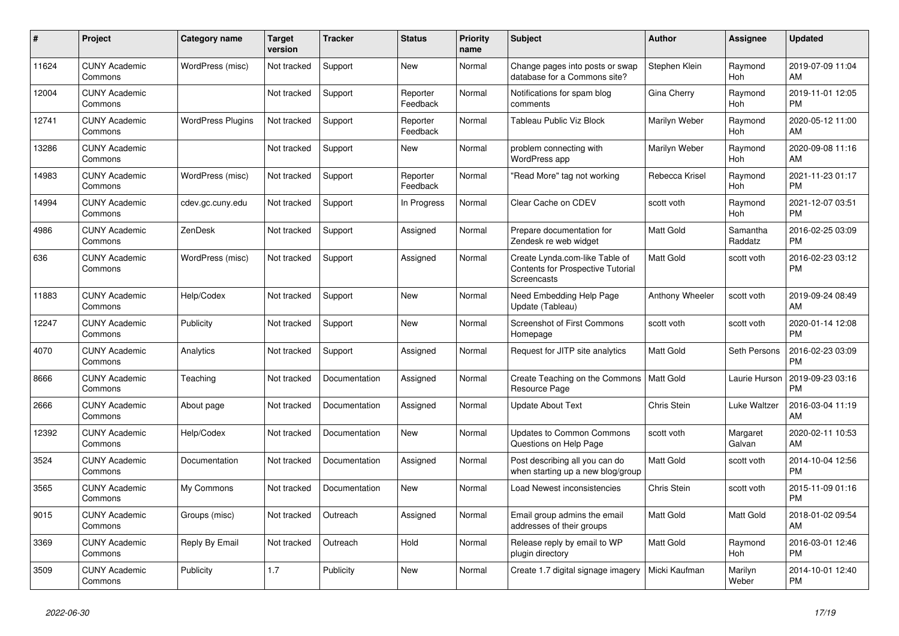| # | Project | Category name | Target version | Tracker | Status | Priority name | Subject | Author | Assignee | Updated |
|---|---|---|---|---|---|---|---|---|---|---|
| 11624 | CUNY Academic Commons | WordPress (misc) | Not tracked | Support | New | Normal | Change pages into posts or swap database for a Commons site? | Stephen Klein | Raymond Hoh | 2019-07-09 11:04 AM |
| 12004 | CUNY Academic Commons | | Not tracked | Support | Reporter Feedback | Normal | Notifications for spam blog comments | Gina Cherry | Raymond Hoh | 2019-11-01 12:05 PM |
| 12741 | CUNY Academic Commons | WordPress Plugins | Not tracked | Support | Reporter Feedback | Normal | Tableau Public Viz Block | Marilyn Weber | Raymond Hoh | 2020-05-12 11:00 AM |
| 13286 | CUNY Academic Commons | | Not tracked | Support | New | Normal | problem connecting with WordPress app | Marilyn Weber | Raymond Hoh | 2020-09-08 11:16 AM |
| 14983 | CUNY Academic Commons | WordPress (misc) | Not tracked | Support | Reporter Feedback | Normal | "Read More" tag not working | Rebecca Krisel | Raymond Hoh | 2021-11-23 01:17 PM |
| 14994 | CUNY Academic Commons | cdev.gc.cuny.edu | Not tracked | Support | In Progress | Normal | Clear Cache on CDEV | scott voth | Raymond Hoh | 2021-12-07 03:51 PM |
| 4986 | CUNY Academic Commons | ZenDesk | Not tracked | Support | Assigned | Normal | Prepare documentation for Zendesk re web widget | Matt Gold | Samantha Raddatz | 2016-02-25 03:09 PM |
| 636 | CUNY Academic Commons | WordPress (misc) | Not tracked | Support | Assigned | Normal | Create Lynda.com-like Table of Contents for Prospective Tutorial Screencasts | Matt Gold | scott voth | 2016-02-23 03:12 PM |
| 11883 | CUNY Academic Commons | Help/Codex | Not tracked | Support | New | Normal | Need Embedding Help Page Update (Tableau) | Anthony Wheeler | scott voth | 2019-09-24 08:49 AM |
| 12247 | CUNY Academic Commons | Publicity | Not tracked | Support | New | Normal | Screenshot of First Commons Homepage | scott voth | scott voth | 2020-01-14 12:08 PM |
| 4070 | CUNY Academic Commons | Analytics | Not tracked | Support | Assigned | Normal | Request for JITP site analytics | Matt Gold | Seth Persons | 2016-02-23 03:09 PM |
| 8666 | CUNY Academic Commons | Teaching | Not tracked | Documentation | Assigned | Normal | Create Teaching on the Commons Resource Page | Matt Gold | Laurie Hurson | 2019-09-23 03:16 PM |
| 2666 | CUNY Academic Commons | About page | Not tracked | Documentation | Assigned | Normal | Update About Text | Chris Stein | Luke Waltzer | 2016-03-04 11:19 AM |
| 12392 | CUNY Academic Commons | Help/Codex | Not tracked | Documentation | New | Normal | Updates to Common Commons Questions on Help Page | scott voth | Margaret Galvan | 2020-02-11 10:53 AM |
| 3524 | CUNY Academic Commons | Documentation | Not tracked | Documentation | Assigned | Normal | Post describing all you can do when starting up a new blog/group | Matt Gold | scott voth | 2014-10-04 12:56 PM |
| 3565 | CUNY Academic Commons | My Commons | Not tracked | Documentation | New | Normal | Load Newest inconsistencies | Chris Stein | scott voth | 2015-11-09 01:16 PM |
| 9015 | CUNY Academic Commons | Groups (misc) | Not tracked | Outreach | Assigned | Normal | Email group admins the email addresses of their groups | Matt Gold | Matt Gold | 2018-01-02 09:54 AM |
| 3369 | CUNY Academic Commons | Reply By Email | Not tracked | Outreach | Hold | Normal | Release reply by email to WP plugin directory | Matt Gold | Raymond Hoh | 2016-03-01 12:46 PM |
| 3509 | CUNY Academic Commons | Publicity | 1.7 | Publicity | New | Normal | Create 1.7 digital signage imagery | Micki Kaufman | Marilyn Weber | 2014-10-01 12:40 PM |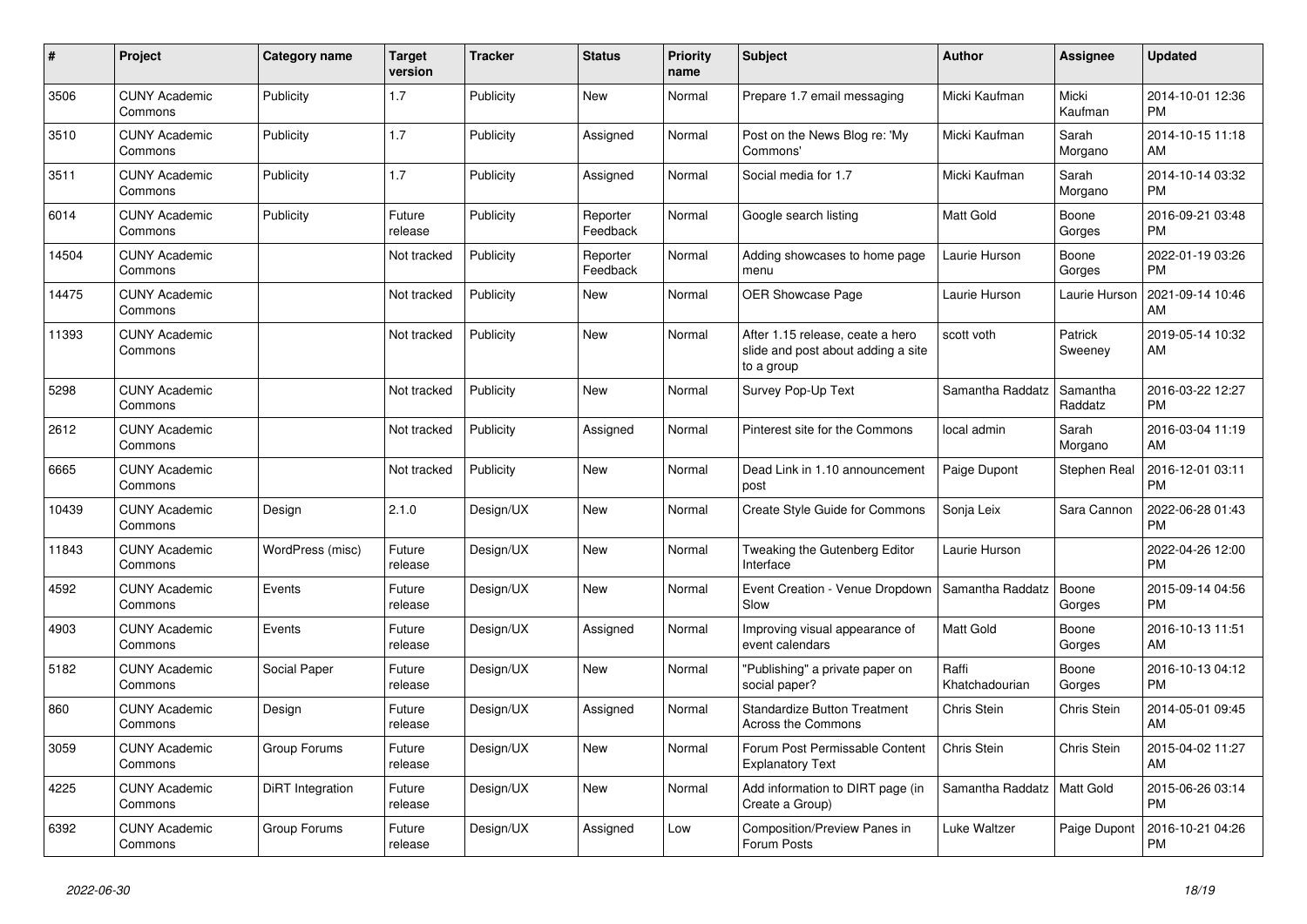| # | Project | Category name | Target version | Tracker | Status | Priority name | Subject | Author | Assignee | Updated |
|---|---|---|---|---|---|---|---|---|---|---|
| 3506 | CUNY Academic Commons | Publicity | 1.7 | Publicity | New | Normal | Prepare 1.7 email messaging | Micki Kaufman | Micki Kaufman | 2014-10-01 12:36 PM |
| 3510 | CUNY Academic Commons | Publicity | 1.7 | Publicity | Assigned | Normal | Post on the News Blog re: 'My Commons' | Micki Kaufman | Sarah Morgano | 2014-10-15 11:18 AM |
| 3511 | CUNY Academic Commons | Publicity | 1.7 | Publicity | Assigned | Normal | Social media for 1.7 | Micki Kaufman | Sarah Morgano | 2014-10-14 03:32 PM |
| 6014 | CUNY Academic Commons | Publicity | Future release | Publicity | Reporter Feedback | Normal | Google search listing | Matt Gold | Boone Gorges | 2016-09-21 03:48 PM |
| 14504 | CUNY Academic Commons | | Not tracked | Publicity | Reporter Feedback | Normal | Adding showcases to home page menu | Laurie Hurson | Boone Gorges | 2022-01-19 03:26 PM |
| 14475 | CUNY Academic Commons | | Not tracked | Publicity | New | Normal | OER Showcase Page | Laurie Hurson | Laurie Hurson | 2021-09-14 10:46 AM |
| 11393 | CUNY Academic Commons | | Not tracked | Publicity | New | Normal | After 1.15 release, ceate a hero slide and post about adding a site to a group | scott voth | Patrick Sweeney | 2019-05-14 10:32 AM |
| 5298 | CUNY Academic Commons | | Not tracked | Publicity | New | Normal | Survey Pop-Up Text | Samantha Raddatz | Samantha Raddatz | 2016-03-22 12:27 PM |
| 2612 | CUNY Academic Commons | | Not tracked | Publicity | Assigned | Normal | Pinterest site for the Commons | local admin | Sarah Morgano | 2016-03-04 11:19 AM |
| 6665 | CUNY Academic Commons | | Not tracked | Publicity | New | Normal | Dead Link in 1.10 announcement post | Paige Dupont | Stephen Real | 2016-12-01 03:11 PM |
| 10439 | CUNY Academic Commons | Design | 2.1.0 | Design/UX | New | Normal | Create Style Guide for Commons | Sonja Leix | Sara Cannon | 2022-06-28 01:43 PM |
| 11843 | CUNY Academic Commons | WordPress (misc) | Future release | Design/UX | New | Normal | Tweaking the Gutenberg Editor Interface | Laurie Hurson | | 2022-04-26 12:00 PM |
| 4592 | CUNY Academic Commons | Events | Future release | Design/UX | New | Normal | Event Creation - Venue Dropdown Slow | Samantha Raddatz | Boone Gorges | 2015-09-14 04:56 PM |
| 4903 | CUNY Academic Commons | Events | Future release | Design/UX | Assigned | Normal | Improving visual appearance of event calendars | Matt Gold | Boone Gorges | 2016-10-13 11:51 AM |
| 5182 | CUNY Academic Commons | Social Paper | Future release | Design/UX | New | Normal | "Publishing" a private paper on social paper? | Raffi Khatchadourian | Boone Gorges | 2016-10-13 04:12 PM |
| 860 | CUNY Academic Commons | Design | Future release | Design/UX | Assigned | Normal | Standardize Button Treatment Across the Commons | Chris Stein | Chris Stein | 2014-05-01 09:45 AM |
| 3059 | CUNY Academic Commons | Group Forums | Future release | Design/UX | New | Normal | Forum Post Permissable Content Explanatory Text | Chris Stein | Chris Stein | 2015-04-02 11:27 AM |
| 4225 | CUNY Academic Commons | DiRT Integration | Future release | Design/UX | New | Normal | Add information to DIRT page (in Create a Group) | Samantha Raddatz | Matt Gold | 2015-06-26 03:14 PM |
| 6392 | CUNY Academic Commons | Group Forums | Future release | Design/UX | Assigned | Low | Composition/Preview Panes in Forum Posts | Luke Waltzer | Paige Dupont | 2016-10-21 04:26 PM |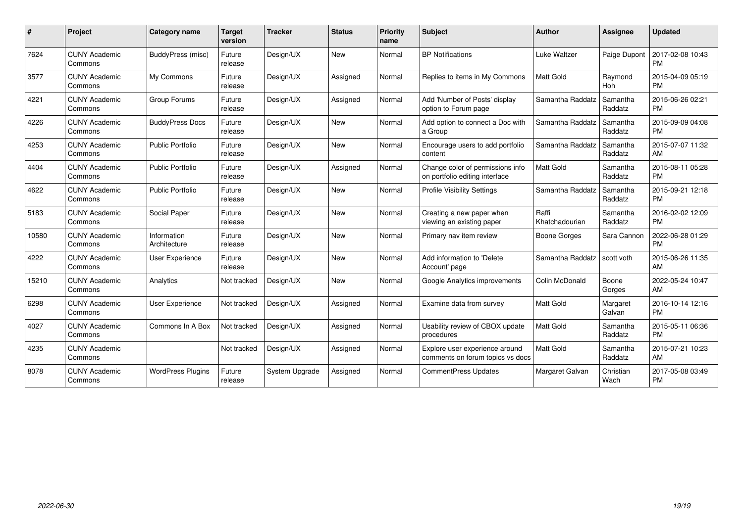| # | Project | Category name | Target version | Tracker | Status | Priority name | Subject | Author | Assignee | Updated |
|---|---|---|---|---|---|---|---|---|---|---|
| 7624 | CUNY Academic Commons | BuddyPress (misc) | Future release | Design/UX | New | Normal | BP Notifications | Luke Waltzer | Paige Dupont | 2017-02-08 10:43 PM |
| 3577 | CUNY Academic Commons | My Commons | Future release | Design/UX | Assigned | Normal | Replies to items in My Commons | Matt Gold | Raymond Hoh | 2015-04-09 05:19 PM |
| 4221 | CUNY Academic Commons | Group Forums | Future release | Design/UX | Assigned | Normal | Add 'Number of Posts' display option to Forum page | Samantha Raddatz | Samantha Raddatz | 2015-06-26 02:21 PM |
| 4226 | CUNY Academic Commons | BuddyPress Docs | Future release | Design/UX | New | Normal | Add option to connect a Doc with a Group | Samantha Raddatz | Samantha Raddatz | 2015-09-09 04:08 PM |
| 4253 | CUNY Academic Commons | Public Portfolio | Future release | Design/UX | New | Normal | Encourage users to add portfolio content | Samantha Raddatz | Samantha Raddatz | 2015-07-07 11:32 AM |
| 4404 | CUNY Academic Commons | Public Portfolio | Future release | Design/UX | Assigned | Normal | Change color of permissions info on portfolio editing interface | Matt Gold | Samantha Raddatz | 2015-08-11 05:28 PM |
| 4622 | CUNY Academic Commons | Public Portfolio | Future release | Design/UX | New | Normal | Profile Visibility Settings | Samantha Raddatz | Samantha Raddatz | 2015-09-21 12:18 PM |
| 5183 | CUNY Academic Commons | Social Paper | Future release | Design/UX | New | Normal | Creating a new paper when viewing an existing paper | Raffi Khatchadourian | Samantha Raddatz | 2016-02-02 12:09 PM |
| 10580 | CUNY Academic Commons | Information Architecture | Future release | Design/UX | New | Normal | Primary nav item review | Boone Gorges | Sara Cannon | 2022-06-28 01:29 PM |
| 4222 | CUNY Academic Commons | User Experience | Future release | Design/UX | New | Normal | Add information to 'Delete Account' page | Samantha Raddatz | scott voth | 2015-06-26 11:35 AM |
| 15210 | CUNY Academic Commons | Analytics | Not tracked | Design/UX | New | Normal | Google Analytics improvements | Colin McDonald | Boone Gorges | 2022-05-24 10:47 AM |
| 6298 | CUNY Academic Commons | User Experience | Not tracked | Design/UX | Assigned | Normal | Examine data from survey | Matt Gold | Margaret Galvan | 2016-10-14 12:16 PM |
| 4027 | CUNY Academic Commons | Commons In A Box | Not tracked | Design/UX | Assigned | Normal | Usability review of CBOX update procedures | Matt Gold | Samantha Raddatz | 2015-05-11 06:36 PM |
| 4235 | CUNY Academic Commons | | Not tracked | Design/UX | Assigned | Normal | Explore user experience around comments on forum topics vs docs | Matt Gold | Samantha Raddatz | 2015-07-21 10:23 AM |
| 8078 | CUNY Academic Commons | WordPress Plugins | Future release | System Upgrade | Assigned | Normal | CommentPress Updates | Margaret Galvan | Christian Wach | 2017-05-08 03:49 PM |